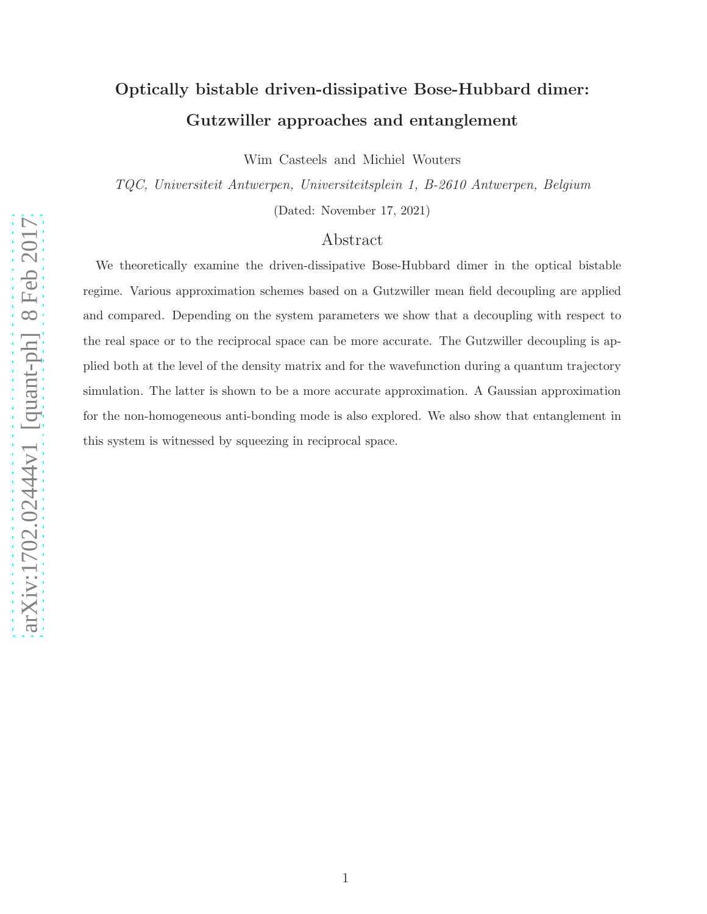# Optically bistable driven-dissipative Bose-Hubbard dimer: Gutzwiller approaches and entanglement

Wim Casteels and Michiel Wouters

*TQC, Universiteit Antwerpen, Universiteitsplein 1, B-2610 Antwerpen, Belgium*

(Dated: November 17, 2021)

## Abstract

We theoretically examine the driven-dissipative Bose-Hubbard dimer in the optical bistable regime. Various approximation schemes based on a Gutzwiller mean field decoupling are applied and compared. Depending on the system parameters we show that a decoupling with respect to the real space or to the reciprocal space can be more accurate. The Gutzwiller decoupling is applied both at the level of the density matrix and for the wavefunction during a quantum trajectory simulation. The latter is shown to be a more accurate approximation. A Gaussian approximation for the non-homogeneous anti-bonding mode is also explored. We also show that entanglement in this system is witnessed by squeezing in reciprocal space.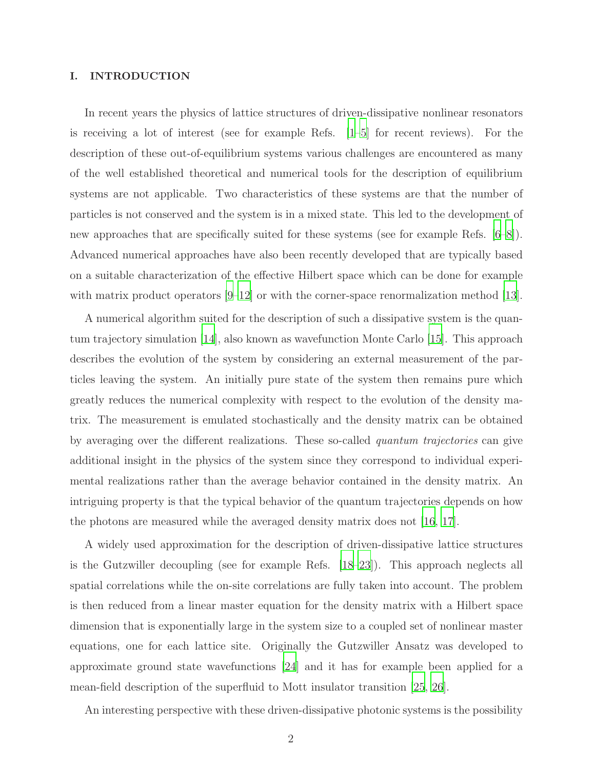# I. INTRODUCTION

In recent years the physics of lattice structures of driven-dissipative nonlinear resonators is receiving a lot of interest (see for example Refs. [1–5] for recent reviews). For the description of these out-of-equilibrium systems various challenges are encountered as many of the well established theoretical and numerical tools for the description of equilibrium systems are not applicable. Two characteristics of these systems are that the number of particles is not conserved and the system is in a mixed state. This led to the development of new approaches that are specifically suited for these systems (see for example Refs. [6–8]). Advanced numerical approaches have also been recently developed that are typically based on a suitable characterization of the effective Hilbert space which can be done for example with matrix product operators [9–12] or with the corner-space renormalization method [13].

A numerical algorithm suited for the description of such a dissipative system is the quantum trajectory simulation [14], also known as wavefunction Monte Carlo [15]. This approach describes the evolution of the system by considering an external measurement of the particles leaving the system. An initially pure state of the system then remains pure which greatly reduces the numerical complexity with respect to the evolution of the density matrix. The measurement is emulated stochastically and the density matrix can be obtained by averaging over the different realizations. These so-called *quantum trajectories* can give additional insight in the physics of the system since they correspond to individual experimental realizations rather than the average behavior contained in the density matrix. An intriguing property is that the typical behavior of the quantum trajectories depends on how the photons are measured while the averaged density matrix does not [16, 17].

A widely used approximation for the description of driven-dissipative lattice structures is the Gutzwiller decoupling (see for example Refs. [18–23]). This approach neglects all spatial correlations while the on-site correlations are fully taken into account. The problem is then reduced from a linear master equation for the density matrix with a Hilbert space dimension that is exponentially large in the system size to a coupled set of nonlinear master equations, one for each lattice site. Originally the Gutzwiller Ansatz was developed to approximate ground state wavefunctions [24] and it has for example been applied for a mean-field description of the superfluid to Mott insulator transition [25, 26].

An interesting perspective with these driven-dissipative photonic systems is the possibility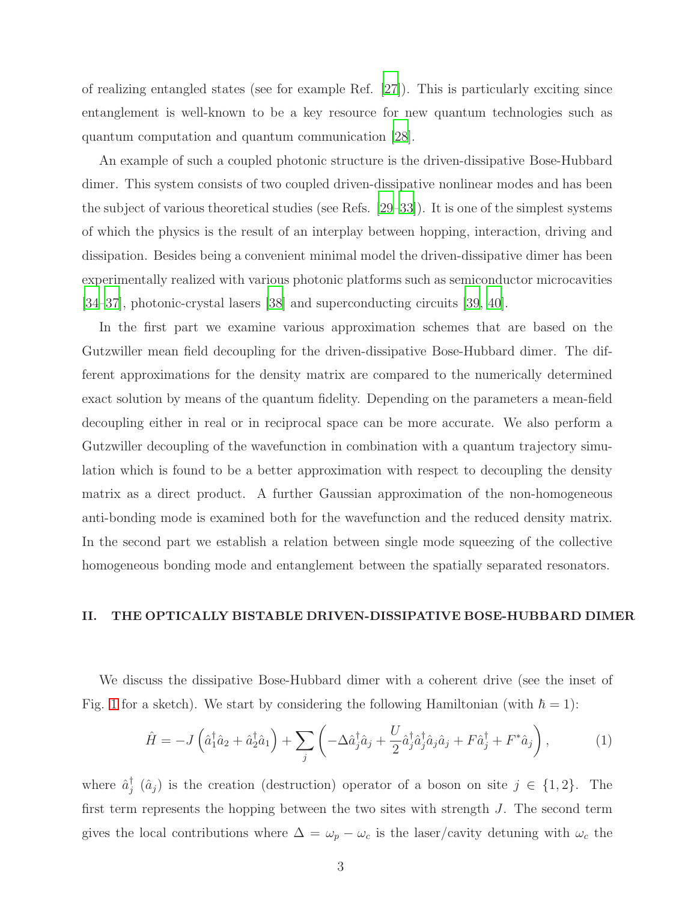of realizing entangled states (see for example Ref. [27]). This is particularly exciting since entanglement is well-known to be a key resource for new quantum technologies such as quantum computation and quantum communication [28].

An example of such a coupled photonic structure is the driven-dissipative Bose-Hubbard dimer. This system consists of two coupled driven-dissipative nonlinear modes and has been the subject of various theoretical studies (see Refs. [29–33]). It is one of the simplest systems of which the physics is the result of an interplay between hopping, interaction, driving and dissipation. Besides being a convenient minimal model the driven-dissipative dimer has been experimentally realized with various photonic platforms such as semiconductor microcavities [34–37], photonic-crystal lasers [38] and superconducting circuits [39, 40].

In the first part we examine various approximation schemes that are based on the Gutzwiller mean field decoupling for the driven-dissipative Bose-Hubbard dimer. The different approximations for the density matrix are compared to the numerically determined exact solution by means of the quantum fidelity. Depending on the parameters a mean-field decoupling either in real or in reciprocal space can be more accurate. We also perform a Gutzwiller decoupling of the wavefunction in combination with a quantum trajectory simulation which is found to be a better approximation with respect to decoupling the density matrix as a direct product. A further Gaussian approximation of the non-homogeneous anti-bonding mode is examined both for the wavefunction and the reduced density matrix. In the second part we establish a relation between single mode squeezing of the collective homogeneous bonding mode and entanglement between the spatially separated resonators.

## II. THE OPTICALLY BISTABLE DRIVEN-DISSIPATIVE BOSE-HUBBARD DIMER

We discuss the dissipative Bose-Hubbard dimer with a coherent drive (see the inset of Fig. 1 for a sketch). We start by considering the following Hamiltonian (with $\hbar = 1$):

$$\hat{H} = -J\left(\hat{a}_1^\dagger \hat{a}_2 + \hat{a}_2^\dagger \hat{a}_1\right) + \sum_j \left(-\Delta \hat{a}_j^\dagger \hat{a}_j + \frac{U}{2}\hat{a}_j^\dagger \hat{a}_j^\dagger \hat{a}_j \hat{a}_j + F\hat{a}_j^\dagger + F^*\hat{a}_j\right), \qquad (1)$$

where $\hat{a}_j^\dagger$ ($\hat{a}_j$) is the creation (destruction) operator of a boson on site $j \in \{1, 2\}$. The first term represents the hopping between the two sites with strength $J$. The second term gives the local contributions where $\Delta = \omega_p - \omega_c$ is the laser/cavity detuning with $\omega_c$ the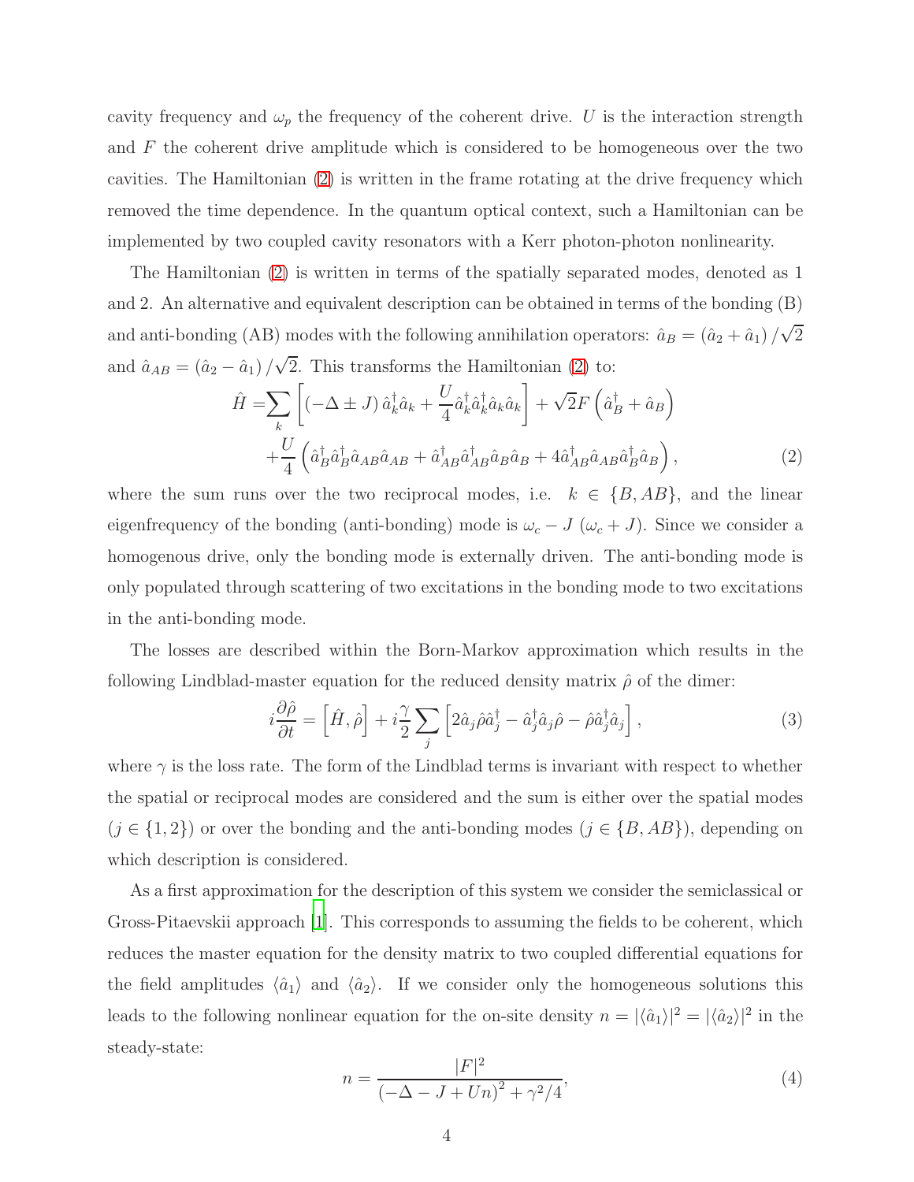cavity frequency and $\omega_p$ the frequency of the coherent drive. $U$ is the interaction strength and $F$ the coherent drive amplitude which is considered to be homogeneous over the two cavities. The Hamiltonian (2) is written in the frame rotating at the drive frequency which removed the time dependence. In the quantum optical context, such a Hamiltonian can be implemented by two coupled cavity resonators with a Kerr photon-photon nonlinearity.

The Hamiltonian (2) is written in terms of the spatially separated modes, denoted as 1 and 2. An alternative and equivalent description can be obtained in terms of the bonding (B) and anti-bonding (AB) modes with the following annihilation operators: $\hat{a}_B = (\hat{a}_2 + \hat{a}_1)/\sqrt{2}$ and $\hat{a}_{AB} = (\hat{a}_2 - \hat{a}_1)/\sqrt{2}$. This transforms the Hamiltonian (2) to:

$$
\begin{aligned}
\hat{H} =& \sum_k \left[ (-\Delta \pm J)\, \hat{a}_k^\dagger \hat{a}_k + \frac{U}{4} \hat{a}_k^\dagger \hat{a}_k^\dagger \hat{a}_k \hat{a}_k \right] + \sqrt{2} F \left( \hat{a}_B^\dagger + \hat{a}_B \right) \\
&+ \frac{U}{4} \left( \hat{a}_B^\dagger \hat{a}_B^\dagger \hat{a}_{AB} \hat{a}_{AB} + \hat{a}_{AB}^\dagger \hat{a}_{AB}^\dagger \hat{a}_B \hat{a}_B + 4 \hat{a}_{AB}^\dagger \hat{a}_{AB} \hat{a}_B^\dagger \hat{a}_B \right),
\end{aligned}
\tag{2}
$$

where the sum runs over the two reciprocal modes, i.e. $k \in \{B, AB\}$, and the linear eigenfrequency of the bonding (anti-bonding) mode is $\omega_c - J$ ($\omega_c + J$). Since we consider a homogenous drive, only the bonding mode is externally driven. The anti-bonding mode is only populated through scattering of two excitations in the bonding mode to two excitations in the anti-bonding mode.

The losses are described within the Born-Markov approximation which results in the following Lindblad-master equation for the reduced density matrix $\hat{\rho}$ of the dimer:

$$
i \frac{\partial \hat{\rho}}{\partial t} = \left[ \hat{H}, \hat{\rho} \right] + i \frac{\gamma}{2} \sum_j \left[ 2 \hat{a}_j \hat{\rho} \hat{a}_j^\dagger - \hat{a}_j^\dagger \hat{a}_j \hat{\rho} - \hat{\rho} \hat{a}_j^\dagger \hat{a}_j \right],
\tag{3}
$$

where $\gamma$ is the loss rate. The form of the Lindblad terms is invariant with respect to whether the spatial or reciprocal modes are considered and the sum is either over the spatial modes ($j \in \{1, 2\}$) or over the bonding and the anti-bonding modes ($j \in \{B, AB\}$), depending on which description is considered.

As a first approximation for the description of this system we consider the semiclassical or Gross-Pitaevskii approach [1]. This corresponds to assuming the fields to be coherent, which reduces the master equation for the density matrix to two coupled differential equations for the field amplitudes $\langle \hat{a}_1 \rangle$ and $\langle \hat{a}_2 \rangle$. If we consider only the homogeneous solutions this leads to the following nonlinear equation for the on-site density $n = |\langle \hat{a}_1 \rangle|^2 = |\langle \hat{a}_2 \rangle|^2$ in the steady-state:

$$
n = \frac{|F|^2}{\left(-\Delta - J + Un\right)^2 + \gamma^2/4},
\tag{4}
$$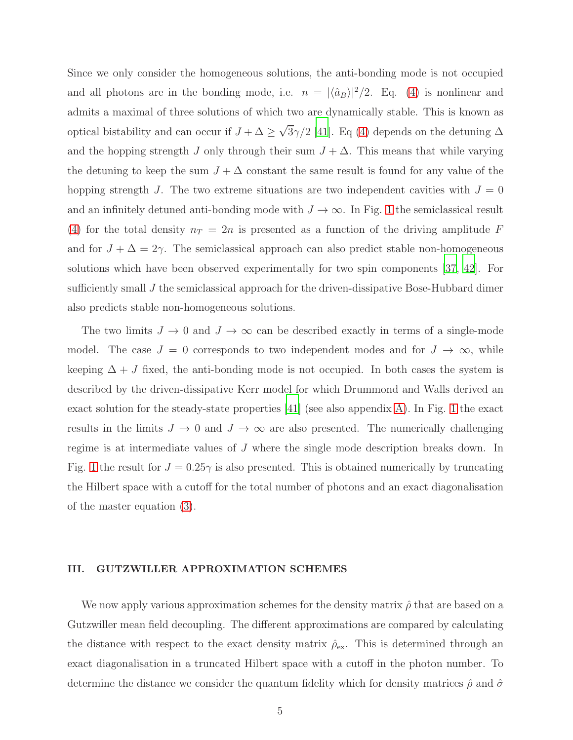Since we only consider the homogeneous solutions, the anti-bonding mode is not occupied and all photons are in the bonding mode, i.e. $n = |\langle \hat{a}_B \rangle|^2/2$. Eq. (4) is nonlinear and admits a maximal of three solutions of which two are dynamically stable. This is known as optical bistability and can occur if $J + \Delta \geq \sqrt{3}\gamma/2$ [41]. Eq (4) depends on the detuning $\Delta$ and the hopping strength $J$ only through their sum $J + \Delta$. This means that while varying the detuning to keep the sum $J + \Delta$ constant the same result is found for any value of the hopping strength $J$. The two extreme situations are two independent cavities with $J = 0$ and an infinitely detuned anti-bonding mode with $J \to \infty$. In Fig. 1 the semiclassical result (4) for the total density $n_T = 2n$ is presented as a function of the driving amplitude $F$ and for $J + \Delta = 2\gamma$. The semiclassical approach can also predict stable non-homogeneous solutions which have been observed experimentally for two spin components [37, 42]. For sufficiently small $J$ the semiclassical approach for the driven-dissipative Bose-Hubbard dimer also predicts stable non-homogeneous solutions.

The two limits $J \to 0$ and $J \to \infty$ can be described exactly in terms of a single-mode model. The case $J = 0$ corresponds to two independent modes and for $J \to \infty$, while keeping $\Delta + J$ fixed, the anti-bonding mode is not occupied. In both cases the system is described by the driven-dissipative Kerr model for which Drummond and Walls derived an exact solution for the steady-state properties [41] (see also appendix A). In Fig. 1 the exact results in the limits $J \to 0$ and $J \to \infty$ are also presented. The numerically challenging regime is at intermediate values of $J$ where the single mode description breaks down. In Fig. 1 the result for $J = 0.25\gamma$ is also presented. This is obtained numerically by truncating the Hilbert space with a cutoff for the total number of photons and an exact diagonalisation of the master equation (3).

## III. GUTZWILLER APPROXIMATION SCHEMES

We now apply various approximation schemes for the density matrix $\hat{\rho}$ that are based on a Gutzwiller mean field decoupling. The different approximations are compared by calculating the distance with respect to the exact density matrix $\hat{\rho}_{\text{ex}}$. This is determined through an exact diagonalisation in a truncated Hilbert space with a cutoff in the photon number. To determine the distance we consider the quantum fidelity which for density matrices $\hat{\rho}$ and $\hat{\sigma}$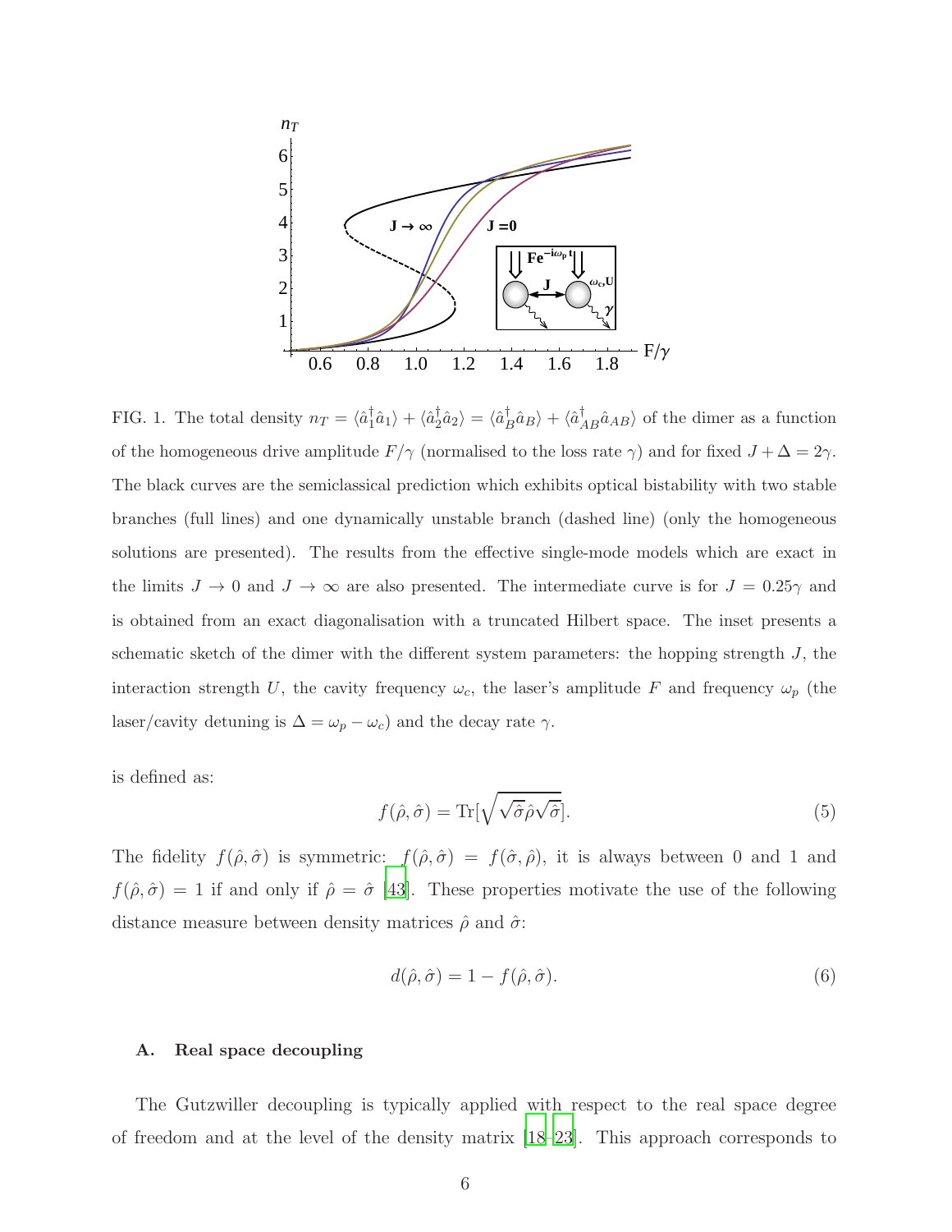FIG. 1. The total density $n_T = \langle \hat{a}_1^\dagger \hat{a}_1 \rangle + \langle \hat{a}_2^\dagger \hat{a}_2 \rangle = \langle \hat{a}_B^\dagger \hat{a}_B \rangle + \langle \hat{a}_{AB}^\dagger \hat{a}_{AB} \rangle$ of the dimer as a function of the homogeneous drive amplitude $F/\gamma$ (normalised to the loss rate $\gamma$) and for fixed $J + \Delta = 2\gamma$. The black curves are the semiclassical prediction which exhibits optical bistability with two stable branches (full lines) and one dynamically unstable branch (dashed line) (only the homogeneous solutions are presented). The results from the effective single-mode models which are exact in the limits $J \to 0$ and $J \to \infty$ are also presented. The intermediate curve is for $J = 0.25\gamma$ and is obtained from an exact diagonalisation with a truncated Hilbert space. The inset presents a schematic sketch of the dimer with the different system parameters: the hopping strength $J$, the interaction strength $U$, the cavity frequency $\omega_c$, the laser's amplitude $F$ and frequency $\omega_p$ (the laser/cavity detuning is $\Delta = \omega_p - \omega_c$) and the decay rate $\gamma$.

is defined as:

$$f(\hat{\rho}, \hat{\sigma}) = \mathrm{Tr}[\sqrt{\sqrt{\hat{\sigma}}\hat{\rho}\sqrt{\hat{\sigma}}}]. \tag{5}$$

The fidelity $f(\hat{\rho}, \hat{\sigma})$ is symmetric: $f(\hat{\rho}, \hat{\sigma}) = f(\hat{\sigma}, \hat{\rho})$, it is always between 0 and 1 and $f(\hat{\rho}, \hat{\sigma}) = 1$ if and only if $\hat{\rho} = \hat{\sigma}$ [43]. These properties motivate the use of the following distance measure between density matrices $\hat{\rho}$ and $\hat{\sigma}$:

$$d(\hat{\rho}, \hat{\sigma}) = 1 - f(\hat{\rho}, \hat{\sigma}). \tag{6}$$

### A. Real space decoupling

The Gutzwiller decoupling is typically applied with respect to the real space degree of freedom and at the level of the density matrix [18–23]. This approach corresponds to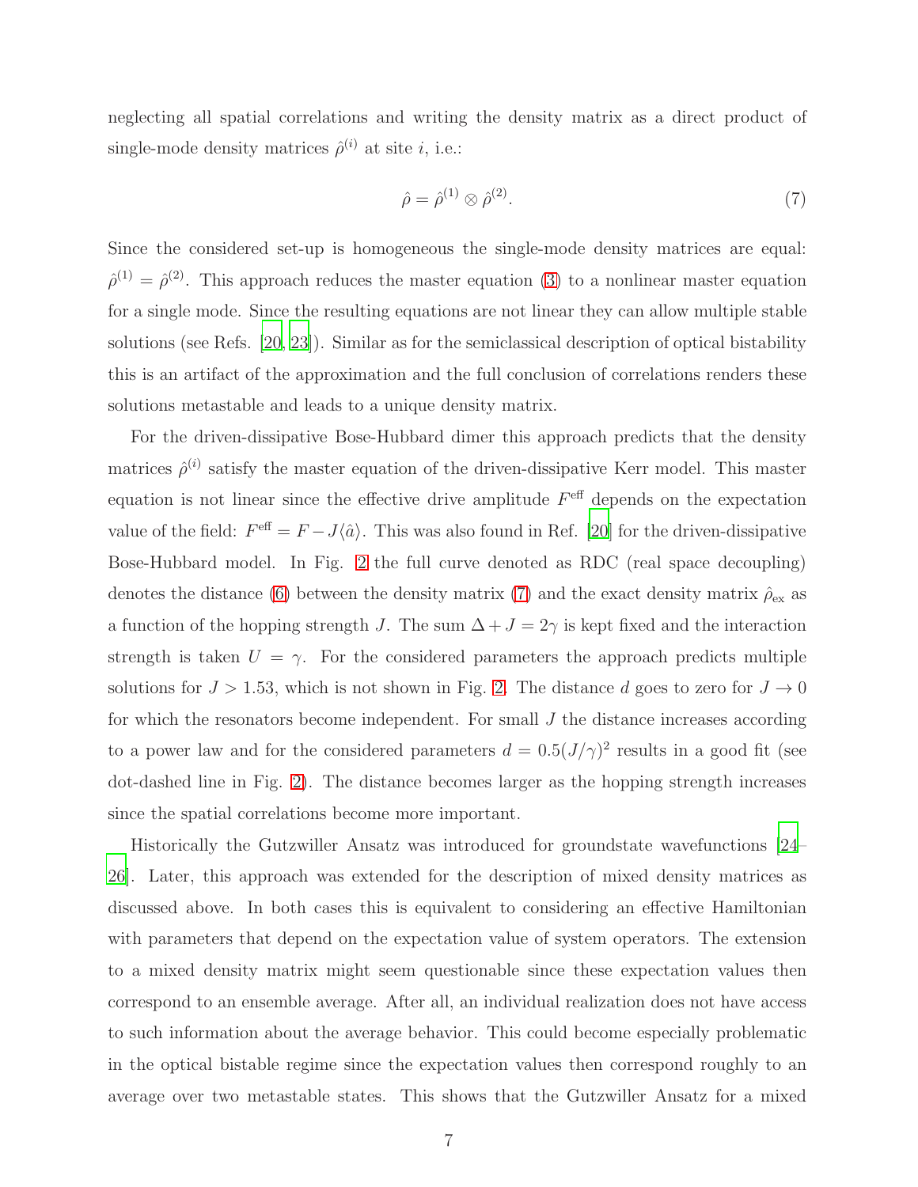neglecting all spatial correlations and writing the density matrix as a direct product of single-mode density matrices $\hat{\rho}^{(i)}$ at site $i$, i.e.:

$$\hat{\rho} = \hat{\rho}^{(1)} \otimes \hat{\rho}^{(2)}. \tag{7}$$

Since the considered set-up is homogeneous the single-mode density matrices are equal: $\hat{\rho}^{(1)} = \hat{\rho}^{(2)}$. This approach reduces the master equation (3) to a nonlinear master equation for a single mode. Since the resulting equations are not linear they can allow multiple stable solutions (see Refs. [20, 23]). Similar as for the semiclassical description of optical bistability this is an artifact of the approximation and the full conclusion of correlations renders these solutions metastable and leads to a unique density matrix.

For the driven-dissipative Bose-Hubbard dimer this approach predicts that the density matrices $\hat{\rho}^{(i)}$ satisfy the master equation of the driven-dissipative Kerr model. This master equation is not linear since the effective drive amplitude $F^{\text{eff}}$ depends on the expectation value of the field: $F^{\text{eff}} = F - J\langle\hat{a}\rangle$. This was also found in Ref. [20] for the driven-dissipative Bose-Hubbard model. In Fig. 2 the full curve denoted as RDC (real space decoupling) denotes the distance (6) between the density matrix (7) and the exact density matrix $\hat{\rho}_{\text{ex}}$ as a function of the hopping strength $J$. The sum $\Delta + J = 2\gamma$ is kept fixed and the interaction strength is taken $U = \gamma$. For the considered parameters the approach predicts multiple solutions for $J > 1.53$, which is not shown in Fig. 2. The distance $d$ goes to zero for $J \to 0$ for which the resonators become independent. For small $J$ the distance increases according to a power law and for the considered parameters $d = 0.5(J/\gamma)^2$ results in a good fit (see dot-dashed line in Fig. 2). The distance becomes larger as the hopping strength increases since the spatial correlations become more important.

Historically the Gutzwiller Ansatz was introduced for groundstate wavefunctions [24–26]. Later, this approach was extended for the description of mixed density matrices as discussed above. In both cases this is equivalent to considering an effective Hamiltonian with parameters that depend on the expectation value of system operators. The extension to a mixed density matrix might seem questionable since these expectation values then correspond to an ensemble average. After all, an individual realization does not have access to such information about the average behavior. This could become especially problematic in the optical bistable regime since the expectation values then correspond roughly to an average over two metastable states. This shows that the Gutzwiller Ansatz for a mixed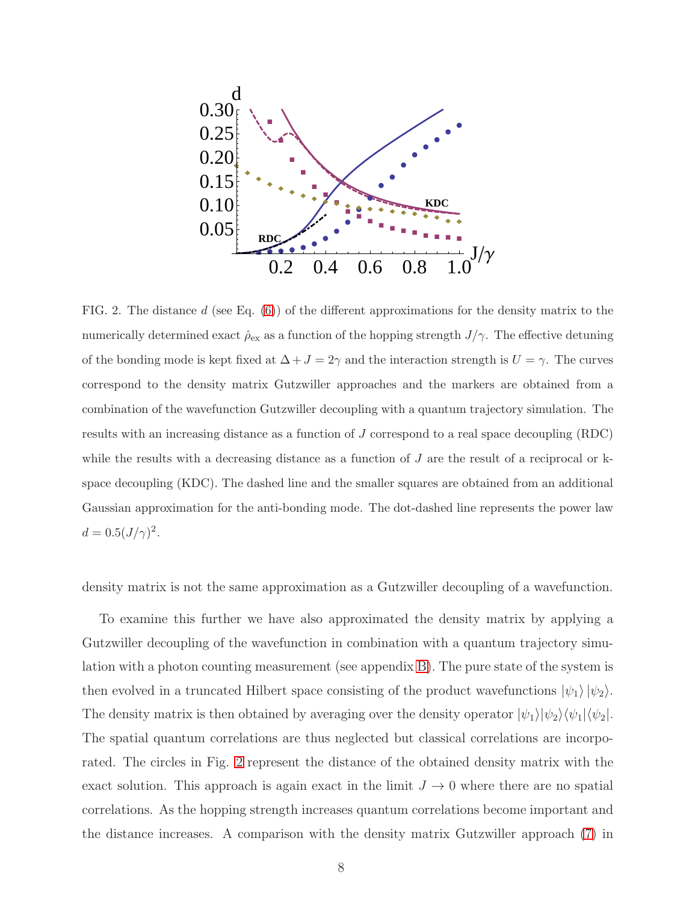FIG. 2. The distance $d$ (see Eq. (6)) of the different approximations for the density matrix to the numerically determined exact $\hat{\rho}_{\mathrm{ex}}$ as a function of the hopping strength $J/\gamma$. The effective detuning of the bonding mode is kept fixed at $\Delta + J = 2\gamma$ and the interaction strength is $U = \gamma$. The curves correspond to the density matrix Gutzwiller approaches and the markers are obtained from a combination of the wavefunction Gutzwiller decoupling with a quantum trajectory simulation. The results with an increasing distance as a function of $J$ correspond to a real space decoupling (RDC) while the results with a decreasing distance as a function of $J$ are the result of a reciprocal or k-space decoupling (KDC). The dashed line and the smaller squares are obtained from an additional Gaussian approximation for the anti-bonding mode. The dot-dashed line represents the power law $d = 0.5(J/\gamma)^2$.

density matrix is not the same approximation as a Gutzwiller decoupling of a wavefunction.

To examine this further we have also approximated the density matrix by applying a Gutzwiller decoupling of the wavefunction in combination with a quantum trajectory simulation with a photon counting measurement (see appendix B). The pure state of the system is then evolved in a truncated Hilbert space consisting of the product wavefunctions $|\psi_1\rangle\,|\psi_2\rangle$. The density matrix is then obtained by averaging over the density operator $|\psi_1\rangle|\psi_2\rangle\langle\psi_1|\langle\psi_2|$. The spatial quantum correlations are thus neglected but classical correlations are incorporated. The circles in Fig. 2 represent the distance of the obtained density matrix with the exact solution. This approach is again exact in the limit $J \to 0$ where there are no spatial correlations. As the hopping strength increases quantum correlations become important and the distance increases. A comparison with the density matrix Gutzwiller approach (7) in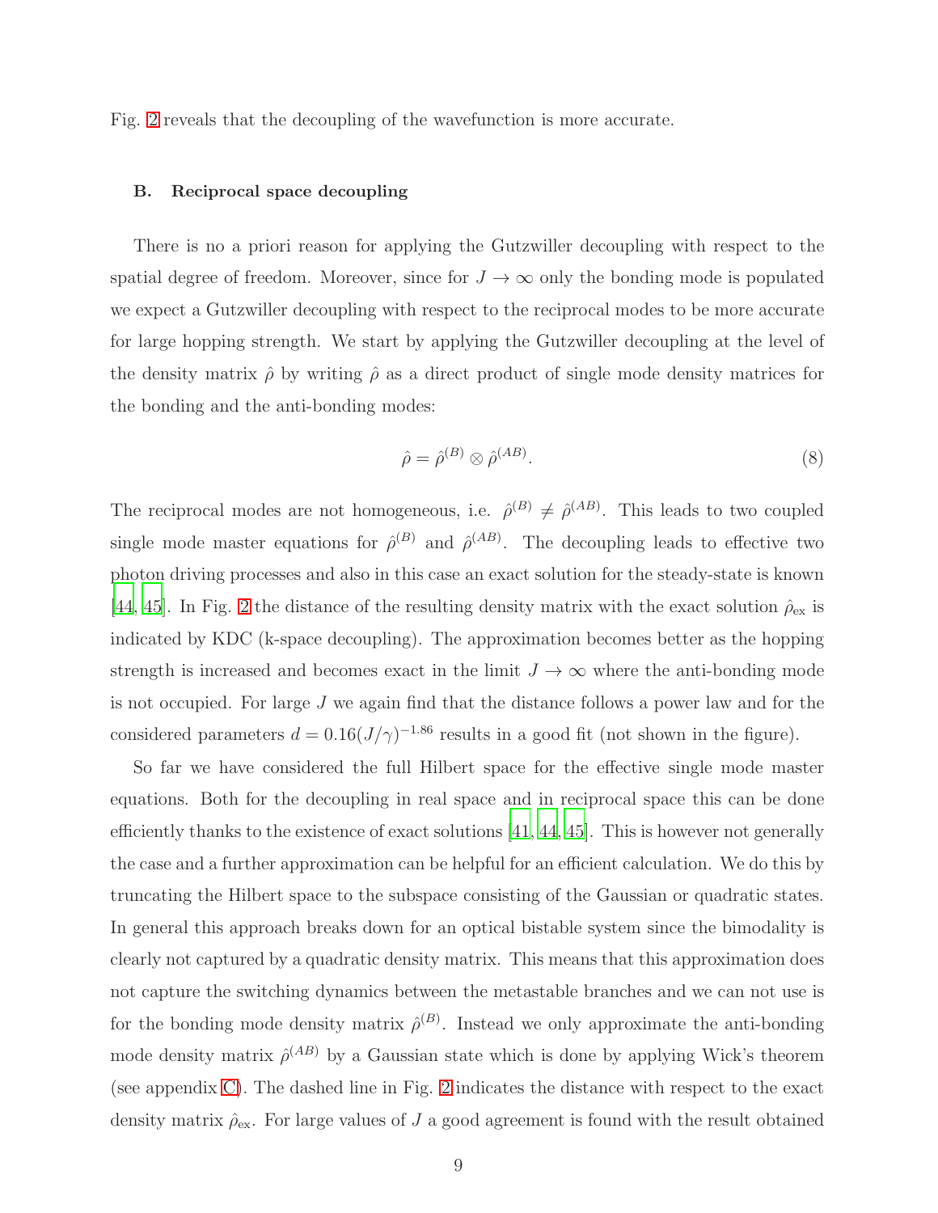Fig. 2 reveals that the decoupling of the wavefunction is more accurate.

### B. Reciprocal space decoupling

There is no a priori reason for applying the Gutzwiller decoupling with respect to the spatial degree of freedom. Moreover, since for $J \to \infty$ only the bonding mode is populated we expect a Gutzwiller decoupling with respect to the reciprocal modes to be more accurate for large hopping strength. We start by applying the Gutzwiller decoupling at the level of the density matrix $\hat{\rho}$ by writing $\hat{\rho}$ as a direct product of single mode density matrices for the bonding and the anti-bonding modes:

$$\hat{\rho} = \hat{\rho}^{(B)} \otimes \hat{\rho}^{(AB)}. \tag{8}$$

The reciprocal modes are not homogeneous, i.e. $\hat{\rho}^{(B)} \neq \hat{\rho}^{(AB)}$. This leads to two coupled single mode master equations for $\hat{\rho}^{(B)}$ and $\hat{\rho}^{(AB)}$. The decoupling leads to effective two photon driving processes and also in this case an exact solution for the steady-state is known [44, 45]. In Fig. 2 the distance of the resulting density matrix with the exact solution $\hat{\rho}_{\text{ex}}$ is indicated by KDC (k-space decoupling). The approximation becomes better as the hopping strength is increased and becomes exact in the limit $J \to \infty$ where the anti-bonding mode is not occupied. For large $J$ we again find that the distance follows a power law and for the considered parameters $d = 0.16(J/\gamma)^{-1.86}$ results in a good fit (not shown in the figure).

So far we have considered the full Hilbert space for the effective single mode master equations. Both for the decoupling in real space and in reciprocal space this can be done efficiently thanks to the existence of exact solutions [41, 44, 45]. This is however not generally the case and a further approximation can be helpful for an efficient calculation. We do this by truncating the Hilbert space to the subspace consisting of the Gaussian or quadratic states. In general this approach breaks down for an optical bistable system since the bimodality is clearly not captured by a quadratic density matrix. This means that this approximation does not capture the switching dynamics between the metastable branches and we can not use is for the bonding mode density matrix $\hat{\rho}^{(B)}$. Instead we only approximate the anti-bonding mode density matrix $\hat{\rho}^{(AB)}$ by a Gaussian state which is done by applying Wick's theorem (see appendix C). The dashed line in Fig. 2 indicates the distance with respect to the exact density matrix $\hat{\rho}_{\text{ex}}$. For large values of $J$ a good agreement is found with the result obtained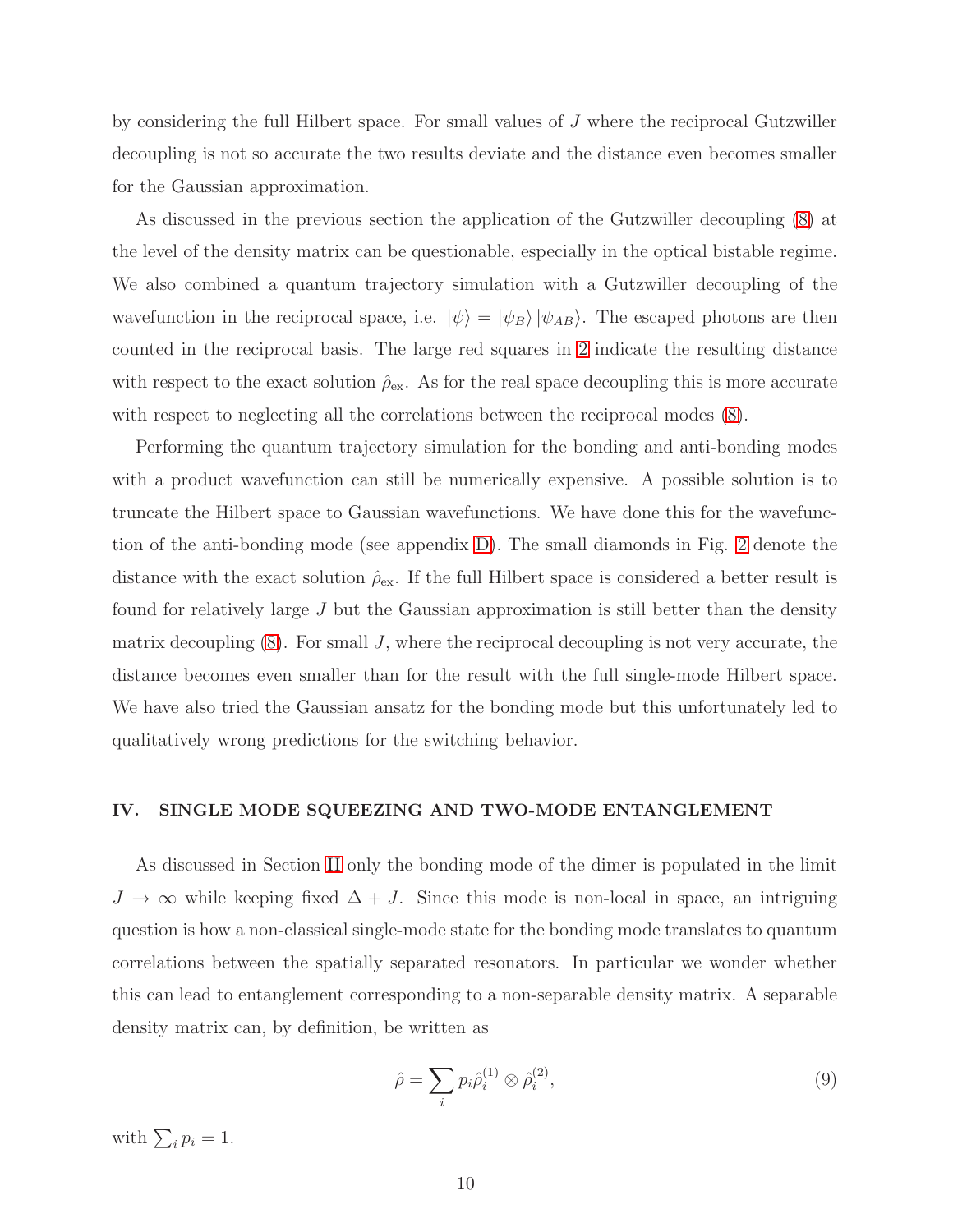by considering the full Hilbert space. For small values of $J$ where the reciprocal Gutzwiller decoupling is not so accurate the two results deviate and the distance even becomes smaller for the Gaussian approximation.

As discussed in the previous section the application of the Gutzwiller decoupling (8) at the level of the density matrix can be questionable, especially in the optical bistable regime. We also combined a quantum trajectory simulation with a Gutzwiller decoupling of the wavefunction in the reciprocal space, i.e. $|\psi\rangle = |\psi_B\rangle\, |\psi_{AB}\rangle$. The escaped photons are then counted in the reciprocal basis. The large red squares in 2 indicate the resulting distance with respect to the exact solution $\hat{\rho}_{\rm ex}$. As for the real space decoupling this is more accurate with respect to neglecting all the correlations between the reciprocal modes (8).

Performing the quantum trajectory simulation for the bonding and anti-bonding modes with a product wavefunction can still be numerically expensive. A possible solution is to truncate the Hilbert space to Gaussian wavefunctions. We have done this for the wavefunction of the anti-bonding mode (see appendix D). The small diamonds in Fig. 2 denote the distance with the exact solution $\hat{\rho}_{\rm ex}$. If the full Hilbert space is considered a better result is found for relatively large $J$ but the Gaussian approximation is still better than the density matrix decoupling (8). For small $J$, where the reciprocal decoupling is not very accurate, the distance becomes even smaller than for the result with the full single-mode Hilbert space. We have also tried the Gaussian ansatz for the bonding mode but this unfortunately led to qualitatively wrong predictions for the switching behavior.

## IV. SINGLE MODE SQUEEZING AND TWO-MODE ENTANGLEMENT

As discussed in Section II only the bonding mode of the dimer is populated in the limit $J \to \infty$ while keeping fixed $\Delta + J$. Since this mode is non-local in space, an intriguing question is how a non-classical single-mode state for the bonding mode translates to quantum correlations between the spatially separated resonators. In particular we wonder whether this can lead to entanglement corresponding to a non-separable density matrix. A separable density matrix can, by definition, be written as

$$\hat{\rho} = \sum_i p_i \hat{\rho}_i^{(1)} \otimes \hat{\rho}_i^{(2)}, \tag{9}$$

with $\sum_i p_i = 1$.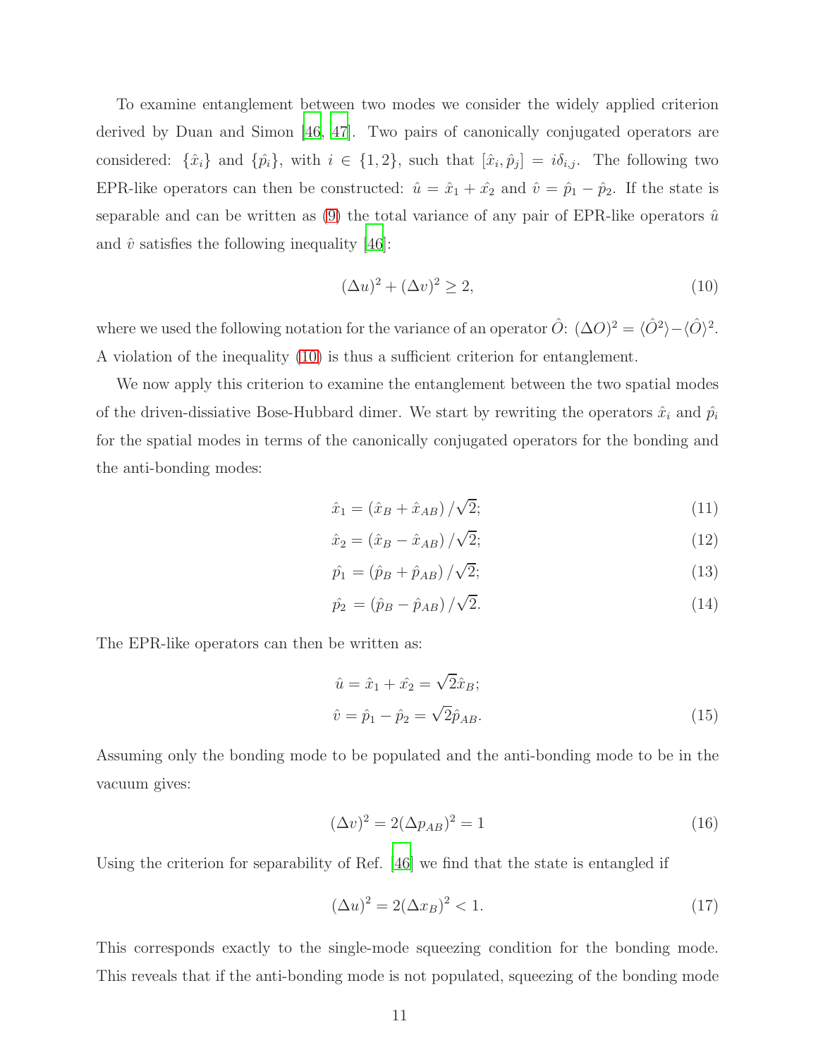To examine entanglement between two modes we consider the widely applied criterion derived by Duan and Simon [46, 47]. Two pairs of canonically conjugated operators are considered: $\{\hat{x}_i\}$ and $\{\hat{p}_i\}$, with $i \in \{1, 2\}$, such that $[\hat{x}_i, \hat{p}_j] = i\delta_{i,j}$. The following two EPR-like operators can then be constructed: $\hat{u} = \hat{x}_1 + \hat{x}_2$ and $\hat{v} = \hat{p}_1 - \hat{p}_2$. If the state is separable and can be written as (9) the total variance of any pair of EPR-like operators $\hat{u}$ and $\hat{v}$ satisfies the following inequality [46]:

$$
(\Delta u)^2 + (\Delta v)^2 \geq 2, \tag{10}
$$

where we used the following notation for the variance of an operator $\hat{O}$: $(\Delta O)^2 = \langle \hat{O}^2 \rangle - \langle \hat{O} \rangle^2$. A violation of the inequality (10) is thus a sufficient criterion for entanglement.

We now apply this criterion to examine the entanglement between the two spatial modes of the driven-dissiative Bose-Hubbard dimer. We start by rewriting the operators $\hat{x}_i$ and $\hat{p}_i$ for the spatial modes in terms of the canonically conjugated operators for the bonding and the anti-bonding modes:

$$
\hat{x}_1 = \left(\hat{x}_B + \hat{x}_{AB}\right)/\sqrt{2}; \tag{11}
$$

$$
\hat{x}_2 = \left(\hat{x}_B - \hat{x}_{AB}\right)/\sqrt{2}; \tag{12}
$$

$$
\hat{p_1} = \left(\hat{p}_B + \hat{p}_{AB}\right)/\sqrt{2}; \tag{13}
$$

$$
\hat{p_2} = \left(\hat{p}_B - \hat{p}_{AB}\right)/\sqrt{2}. \tag{14}
$$

The EPR-like operators can then be written as:

$$
\begin{aligned}
\hat{u} &= \hat{x}_1 + \hat{x_2} = \sqrt{2}\hat{x}_B; \\
\hat{v} &= \hat{p}_1 - \hat{p}_2 = \sqrt{2}\hat{p}_{AB}.
\end{aligned} \tag{15}
$$

Assuming only the bonding mode to be populated and the anti-bonding mode to be in the vacuum gives:

$$
(\Delta v)^2 = 2(\Delta p_{AB})^2 = 1 \tag{16}
$$

Using the criterion for separability of Ref. [46] we find that the state is entangled if

$$
(\Delta u)^2 = 2(\Delta x_B)^2 < 1. \tag{17}
$$

This corresponds exactly to the single-mode squeezing condition for the bonding mode. This reveals that if the anti-bonding mode is not populated, squeezing of the bonding mode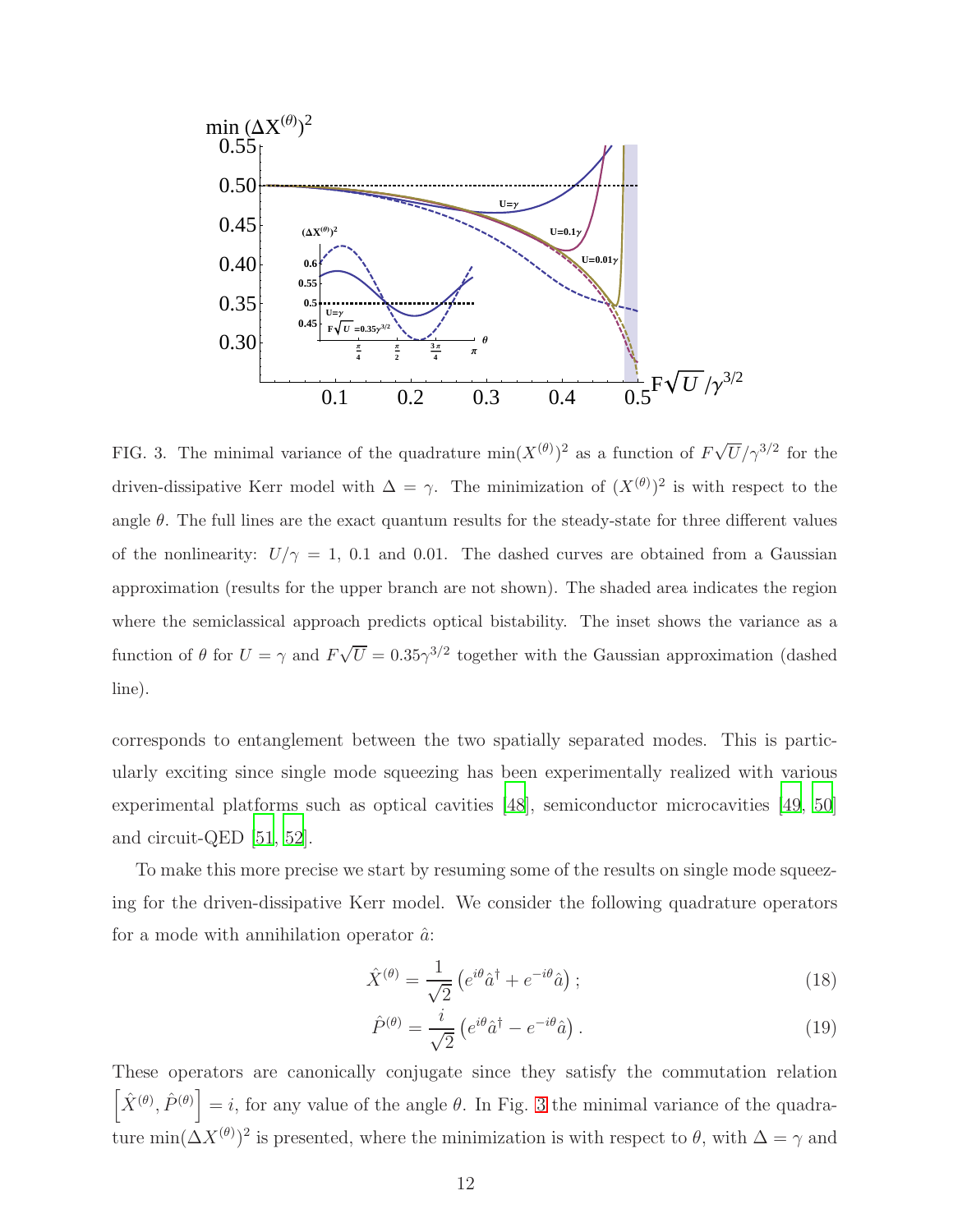FIG. 3. The minimal variance of the quadrature $\min(X^{(\theta)})^2$ as a function of $F\sqrt{U}/\gamma^{3/2}$ for the driven-dissipative Kerr model with $\Delta = \gamma$. The minimization of $(X^{(\theta)})^2$ is with respect to the angle $\theta$. The full lines are the exact quantum results for the steady-state for three different values of the nonlinearity: $U/\gamma = 1$, 0.1 and 0.01. The dashed curves are obtained from a Gaussian approximation (results for the upper branch are not shown). The shaded area indicates the region where the semiclassical approach predicts optical bistability. The inset shows the variance as a function of $\theta$ for $U = \gamma$ and $F\sqrt{U} = 0.35\gamma^{3/2}$ together with the Gaussian approximation (dashed line).

corresponds to entanglement between the two spatially separated modes. This is particularly exciting since single mode squeezing has been experimentally realized with various experimental platforms such as optical cavities [48], semiconductor microcavities [49, 50] and circuit-QED [51, 52].

To make this more precise we start by resuming some of the results on single mode squeezing for the driven-dissipative Kerr model. We consider the following quadrature operators for a mode with annihilation operator $\hat{a}$:

$$\hat{X}^{(\theta)} = \frac{1}{\sqrt{2}}\left(e^{i\theta}\hat{a}^\dagger + e^{-i\theta}\hat{a}\right); \tag{18}$$

$$\hat{P}^{(\theta)} = \frac{i}{\sqrt{2}}\left(e^{i\theta}\hat{a}^\dagger - e^{-i\theta}\hat{a}\right). \tag{19}$$

These operators are canonically conjugate since they satisfy the commutation relation $\left[\hat{X}^{(\theta)}, \hat{P}^{(\theta)}\right] = i$, for any value of the angle $\theta$. In Fig. 3 the minimal variance of the quadrature $\min(\Delta X^{(\theta)})^2$ is presented, where the minimization is with respect to $\theta$, with $\Delta = \gamma$ and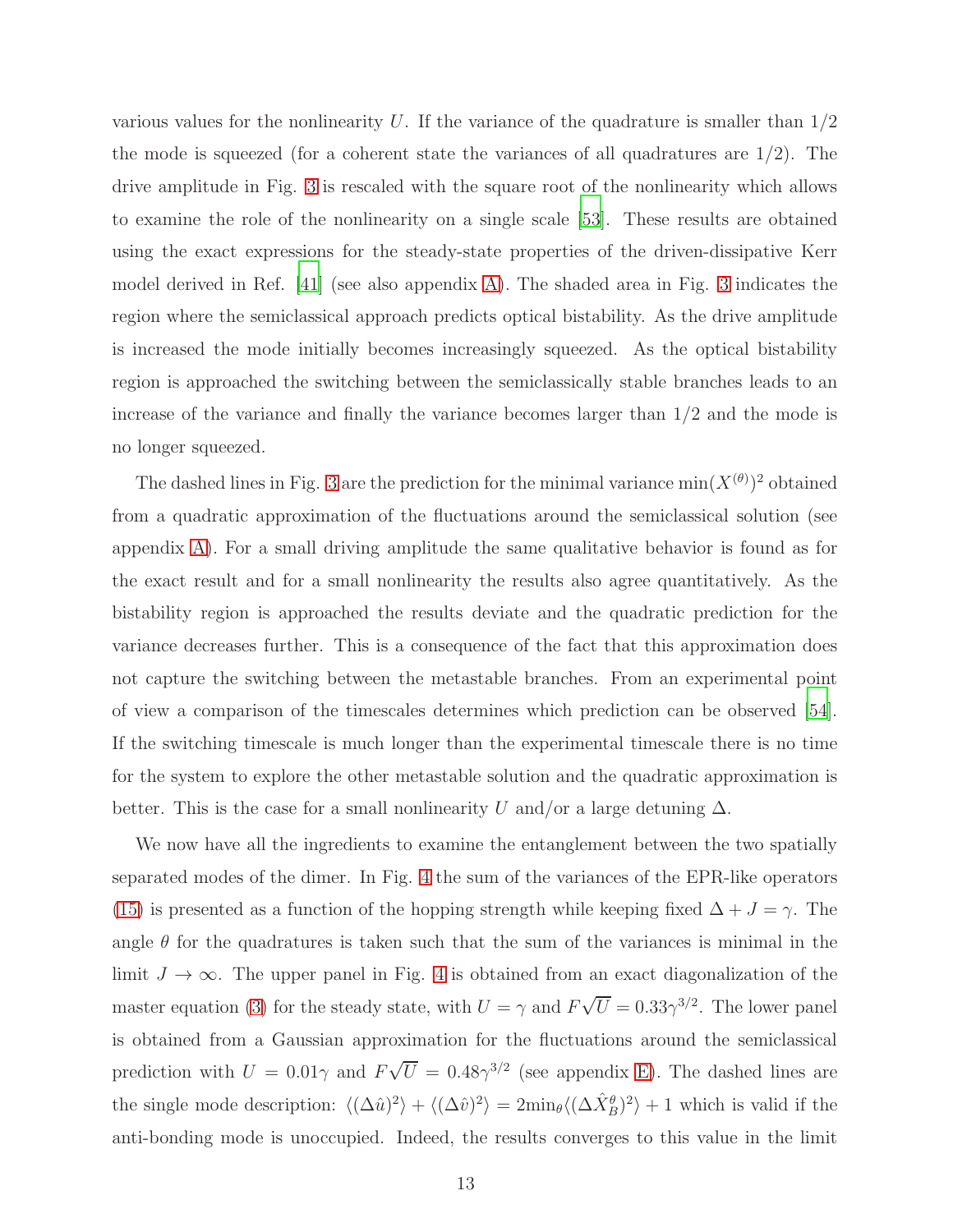various values for the nonlinearity $U$. If the variance of the quadrature is smaller than $1/2$ the mode is squeezed (for a coherent state the variances of all quadratures are $1/2$). The drive amplitude in Fig. 3 is rescaled with the square root of the nonlinearity which allows to examine the role of the nonlinearity on a single scale [53]. These results are obtained using the exact expressions for the steady-state properties of the driven-dissipative Kerr model derived in Ref. [41] (see also appendix A). The shaded area in Fig. 3 indicates the region where the semiclassical approach predicts optical bistability. As the drive amplitude is increased the mode initially becomes increasingly squeezed. As the optical bistability region is approached the switching between the semiclassically stable branches leads to an increase of the variance and finally the variance becomes larger than $1/2$ and the mode is no longer squeezed.

The dashed lines in Fig. 3 are the prediction for the minimal variance $\min(X^{(\theta)})^2$ obtained from a quadratic approximation of the fluctuations around the semiclassical solution (see appendix A). For a small driving amplitude the same qualitative behavior is found as for the exact result and for a small nonlinearity the results also agree quantitatively. As the bistability region is approached the results deviate and the quadratic prediction for the variance decreases further. This is a consequence of the fact that this approximation does not capture the switching between the metastable branches. From an experimental point of view a comparison of the timescales determines which prediction can be observed [54]. If the switching timescale is much longer than the experimental timescale there is no time for the system to explore the other metastable solution and the quadratic approximation is better. This is the case for a small nonlinearity $U$ and/or a large detuning $\Delta$.

We now have all the ingredients to examine the entanglement between the two spatially separated modes of the dimer. In Fig. 4 the sum of the variances of the EPR-like operators (15) is presented as a function of the hopping strength while keeping fixed $\Delta + J = \gamma$. The angle $\theta$ for the quadratures is taken such that the sum of the variances is minimal in the limit $J \to \infty$. The upper panel in Fig. 4 is obtained from an exact diagonalization of the master equation (3) for the steady state, with $U = \gamma$ and $F\sqrt{U} = 0.33\gamma^{3/2}$. The lower panel is obtained from a Gaussian approximation for the fluctuations around the semiclassical prediction with $U = 0.01\gamma$ and $F\sqrt{U} = 0.48\gamma^{3/2}$ (see appendix E). The dashed lines are the single mode description: $\langle(\Delta\hat{u})^2\rangle + \langle(\Delta\hat{v})^2\rangle = 2\min_\theta\langle(\Delta\hat{X}_B^\theta)^2\rangle + 1$ which is valid if the anti-bonding mode is unoccupied. Indeed, the results converges to this value in the limit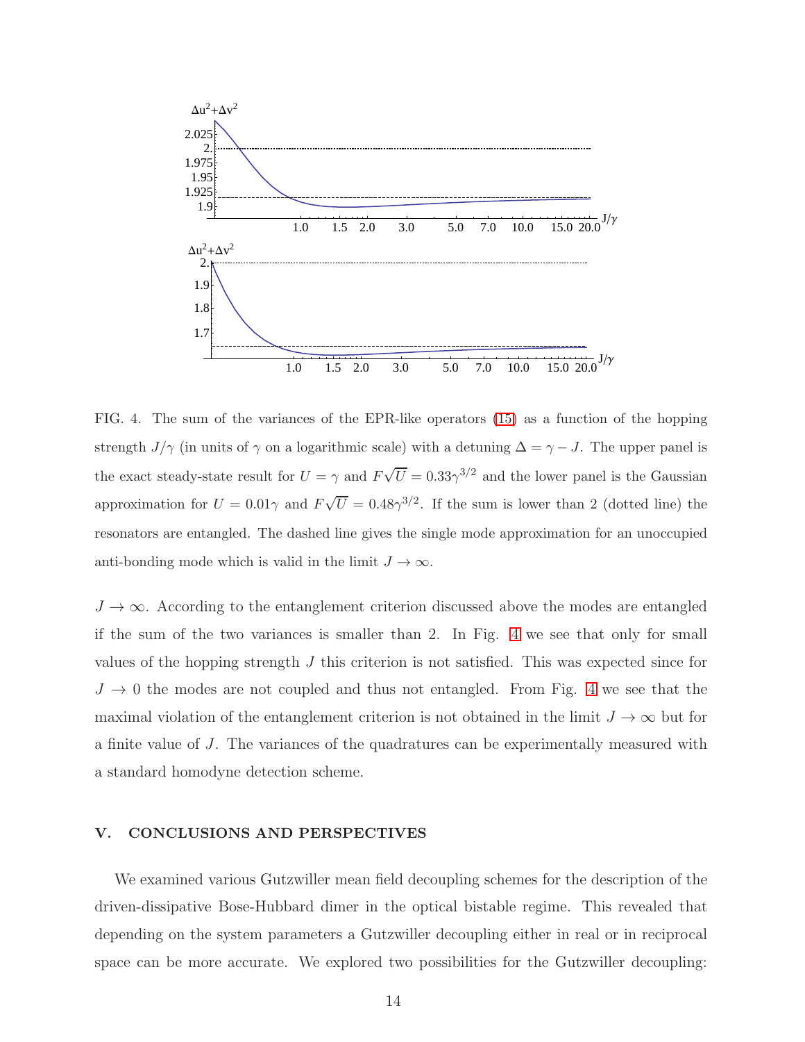FIG. 4. The sum of the variances of the EPR-like operators (15) as a function of the hopping strength $J/\gamma$ (in units of $\gamma$ on a logarithmic scale) with a detuning $\Delta = \gamma - J$. The upper panel is the exact steady-state result for $U = \gamma$ and $F\sqrt{U} = 0.33\gamma^{3/2}$ and the lower panel is the Gaussian approximation for $U = 0.01\gamma$ and $F\sqrt{U} = 0.48\gamma^{3/2}$. If the sum is lower than 2 (dotted line) the resonators are entangled. The dashed line gives the single mode approximation for an unoccupied anti-bonding mode which is valid in the limit $J \to \infty$.

$J \to \infty$. According to the entanglement criterion discussed above the modes are entangled if the sum of the two variances is smaller than 2. In Fig. 4 we see that only for small values of the hopping strength $J$ this criterion is not satisfied. This was expected since for $J \to 0$ the modes are not coupled and thus not entangled. From Fig. 4 we see that the maximal violation of the entanglement criterion is not obtained in the limit $J \to \infty$ but for a finite value of $J$. The variances of the quadratures can be experimentally measured with a standard homodyne detection scheme.

## V. CONCLUSIONS AND PERSPECTIVES

We examined various Gutzwiller mean field decoupling schemes for the description of the driven-dissipative Bose-Hubbard dimer in the optical bistable regime. This revealed that depending on the system parameters a Gutzwiller decoupling either in real or in reciprocal space can be more accurate. We explored two possibilities for the Gutzwiller decoupling: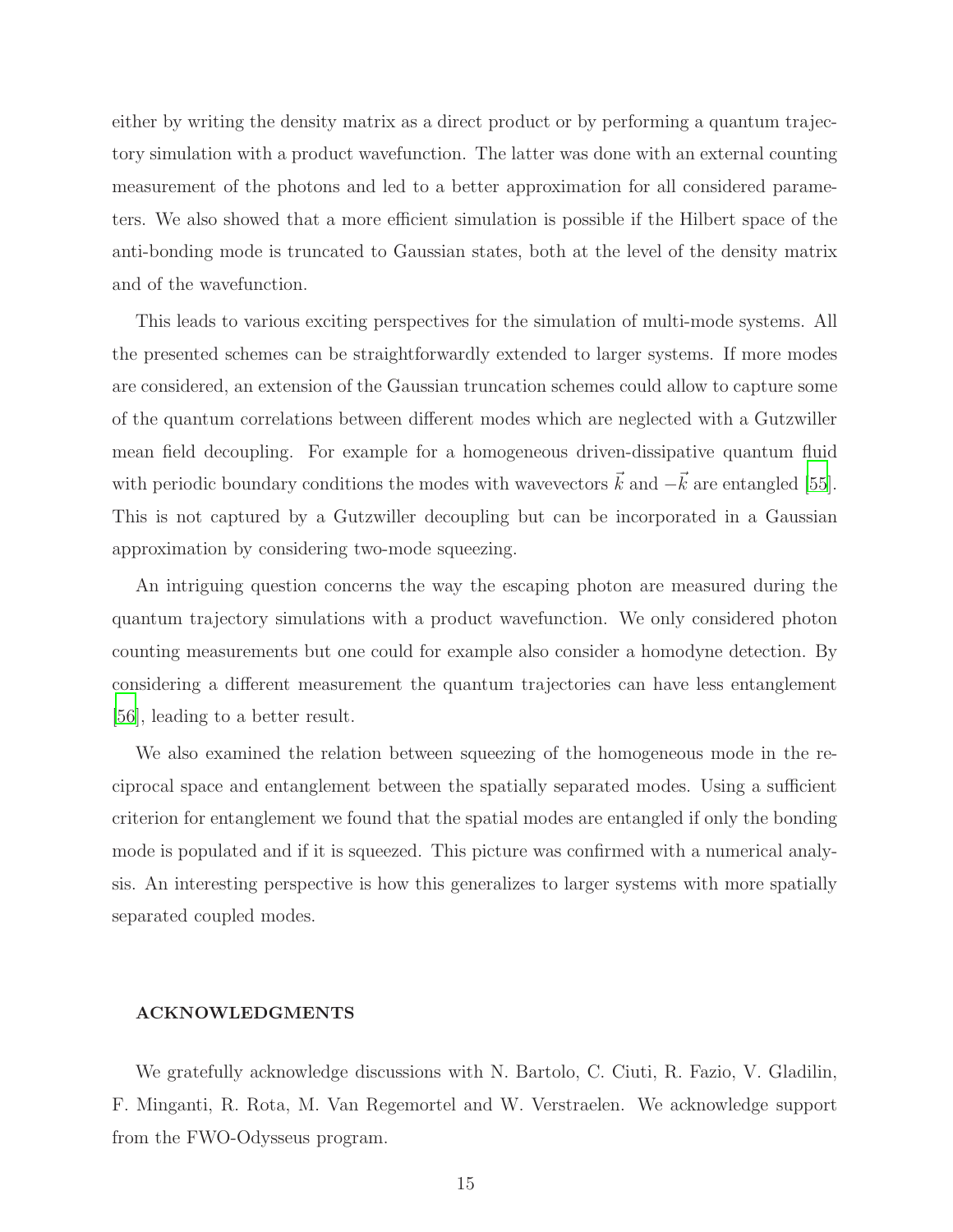either by writing the density matrix as a direct product or by performing a quantum trajectory simulation with a product wavefunction. The latter was done with an external counting measurement of the photons and led to a better approximation for all considered parameters. We also showed that a more efficient simulation is possible if the Hilbert space of the anti-bonding mode is truncated to Gaussian states, both at the level of the density matrix and of the wavefunction.

This leads to various exciting perspectives for the simulation of multi-mode systems. All the presented schemes can be straightforwardly extended to larger systems. If more modes are considered, an extension of the Gaussian truncation schemes could allow to capture some of the quantum correlations between different modes which are neglected with a Gutzwiller mean field decoupling. For example for a homogeneous driven-dissipative quantum fluid with periodic boundary conditions the modes with wavevectors $\vec{k}$ and $-\vec{k}$ are entangled [55]. This is not captured by a Gutzwiller decoupling but can be incorporated in a Gaussian approximation by considering two-mode squeezing.

An intriguing question concerns the way the escaping photon are measured during the quantum trajectory simulations with a product wavefunction. We only considered photon counting measurements but one could for example also consider a homodyne detection. By considering a different measurement the quantum trajectories can have less entanglement [56], leading to a better result.

We also examined the relation between squeezing of the homogeneous mode in the reciprocal space and entanglement between the spatially separated modes. Using a sufficient criterion for entanglement we found that the spatial modes are entangled if only the bonding mode is populated and if it is squeezed. This picture was confirmed with a numerical analysis. An interesting perspective is how this generalizes to larger systems with more spatially separated coupled modes.

## ACKNOWLEDGMENTS

We gratefully acknowledge discussions with N. Bartolo, C. Ciuti, R. Fazio, V. Gladilin, F. Minganti, R. Rota, M. Van Regemortel and W. Verstraelen. We acknowledge support from the FWO-Odysseus program.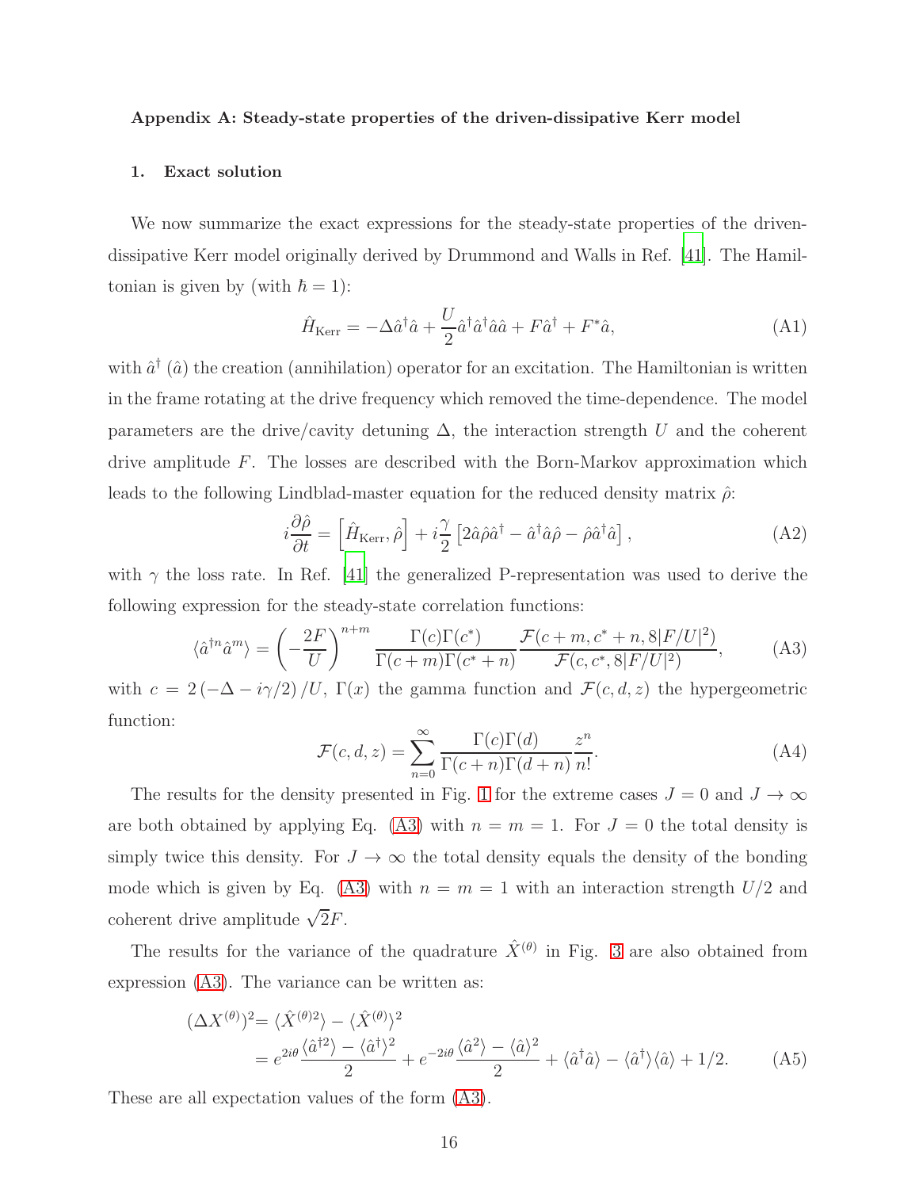### Appendix A: Steady-state properties of the driven-dissipative Kerr model

#### 1. Exact solution

We now summarize the exact expressions for the steady-state properties of the driven-dissipative Kerr model originally derived by Drummond and Walls in Ref. [41]. The Hamiltonian is given by (with $\hbar = 1$):

$$\hat{H}_{\text{Kerr}} = -\Delta \hat{a}^\dagger \hat{a} + \frac{U}{2} \hat{a}^\dagger \hat{a}^\dagger \hat{a} \hat{a} + F \hat{a}^\dagger + F^* \hat{a}, \tag{A1}$$

with $\hat{a}^\dagger$ ($\hat{a}$) the creation (annihilation) operator for an excitation. The Hamiltonian is written in the frame rotating at the drive frequency which removed the time-dependence. The model parameters are the drive/cavity detuning $\Delta$, the interaction strength $U$ and the coherent drive amplitude $F$. The losses are described with the Born-Markov approximation which leads to the following Lindblad-master equation for the reduced density matrix $\hat{\rho}$:

$$i \frac{\partial \hat{\rho}}{\partial t} = \left[ \hat{H}_{\text{Kerr}}, \hat{\rho} \right] + i \frac{\gamma}{2} \left[ 2 \hat{a} \hat{\rho} \hat{a}^\dagger - \hat{a}^\dagger \hat{a} \hat{\rho} - \hat{\rho} \hat{a}^\dagger \hat{a} \right], \tag{A2}$$

with $\gamma$ the loss rate. In Ref. [41] the generalized P-representation was used to derive the following expression for the steady-state correlation functions:

$$\langle \hat{a}^{\dagger n} \hat{a}^m \rangle = \left( -\frac{2F}{U} \right)^{n+m} \frac{\Gamma(c)\Gamma(c^*)}{\Gamma(c+m)\Gamma(c^*+n)} \frac{\mathcal{F}(c+m, c^*+n, 8|F/U|^2)}{\mathcal{F}(c, c^*, 8|F/U|^2)}, \tag{A3}$$

with $c = 2\left(-\Delta - i\gamma/2\right)/U$, $\Gamma(x)$ the gamma function and $\mathcal{F}(c, d, z)$ the hypergeometric function:

$$\mathcal{F}(c, d, z) = \sum_{n=0}^{\infty} \frac{\Gamma(c)\Gamma(d)}{\Gamma(c+n)\Gamma(d+n)} \frac{z^n}{n!}. \tag{A4}$$

The results for the density presented in Fig. 1 for the extreme cases $J = 0$ and $J \to \infty$ are both obtained by applying Eq. (A3) with $n = m = 1$. For $J = 0$ the total density is simply twice this density. For $J \to \infty$ the total density equals the density of the bonding mode which is given by Eq. (A3) with $n = m = 1$ with an interaction strength $U/2$ and coherent drive amplitude $\sqrt{2}F$.

The results for the variance of the quadrature $\hat{X}^{(\theta)}$ in Fig. 3 are also obtained from expression (A3). The variance can be written as:

$$\begin{aligned}
(\Delta X^{(\theta)})^2 &= \langle \hat{X}^{(\theta)2} \rangle - \langle \hat{X}^{(\theta)} \rangle^2 \\
&= e^{2i\theta} \frac{\langle \hat{a}^{\dagger 2} \rangle - \langle \hat{a}^\dagger \rangle^2}{2} + e^{-2i\theta} \frac{\langle \hat{a}^2 \rangle - \langle \hat{a} \rangle^2}{2} + \langle \hat{a}^\dagger \hat{a} \rangle - \langle \hat{a}^\dagger \rangle \langle \hat{a} \rangle + 1/2. 
\end{aligned} \tag{A5}$$

These are all expectation values of the form (A3).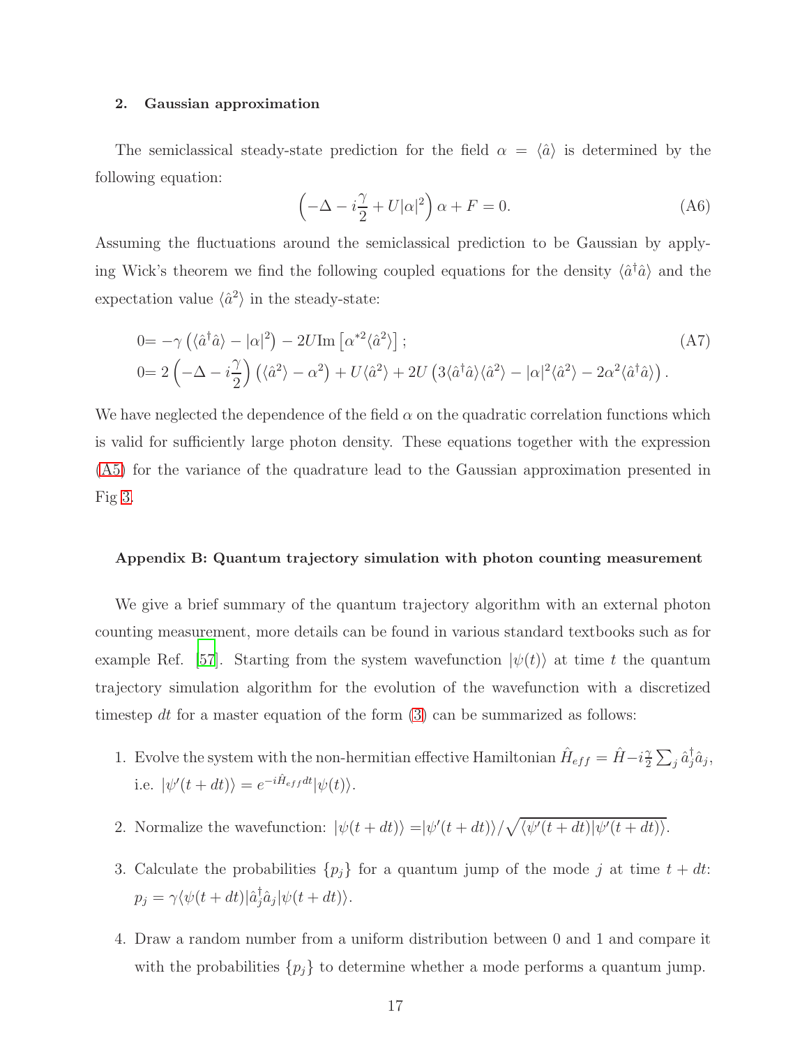### 2. Gaussian approximation

The semiclassical steady-state prediction for the field $\alpha = \langle \hat{a} \rangle$ is determined by the following equation:

$$\left(-\Delta - i\frac{\gamma}{2} + U|\alpha|^2\right)\alpha + F = 0. \tag{A6}$$

Assuming the fluctuations around the semiclassical prediction to be Gaussian by applying Wick's theorem we find the following coupled equations for the density $\langle \hat{a}^\dagger \hat{a} \rangle$ and the expectation value $\langle \hat{a}^2 \rangle$ in the steady-state:

$$\begin{aligned}
0 =& -\gamma \left(\langle \hat{a}^\dagger \hat{a} \rangle - |\alpha|^2\right) - 2U \mathrm{Im}\left[\alpha^{*2} \langle \hat{a}^2 \rangle\right]; \\
0 =& \, 2\left(-\Delta - i\frac{\gamma}{2}\right)\left(\langle \hat{a}^2 \rangle - \alpha^2\right) + U\langle \hat{a}^2 \rangle + 2U\left(3\langle \hat{a}^\dagger \hat{a} \rangle \langle \hat{a}^2 \rangle - |\alpha|^2 \langle \hat{a}^2 \rangle - 2\alpha^2 \langle \hat{a}^\dagger \hat{a} \rangle\right).
\end{aligned} \tag{A7}$$

We have neglected the dependence of the field $\alpha$ on the quadratic correlation functions which is valid for sufficiently large photon density. These equations together with the expression (A5) for the variance of the quadrature lead to the Gaussian approximation presented in Fig 3.

#### Appendix B: Quantum trajectory simulation with photon counting measurement

We give a brief summary of the quantum trajectory algorithm with an external photon counting measurement, more details can be found in various standard textbooks such as for example Ref. [57]. Starting from the system wavefunction $|\psi(t)\rangle$ at time $t$ the quantum trajectory simulation algorithm for the evolution of the wavefunction with a discretized timestep $dt$ for a master equation of the form (3) can be summarized as follows:

1. Evolve the system with the non-hermitian effective Hamiltonian $\hat{H}_{eff} = \hat{H} - i\frac{\gamma}{2}\sum_j \hat{a}_j^\dagger \hat{a}_j$, i.e. $|\psi'(t+dt)\rangle = e^{-i\hat{H}_{eff}dt}|\psi(t)\rangle$.

2. Normalize the wavefunction: $|\psi(t+dt)\rangle = |\psi'(t+dt)\rangle / \sqrt{\langle \psi'(t+dt)|\psi'(t+dt)\rangle}$.

3. Calculate the probabilities $\{p_j\}$ for a quantum jump of the mode $j$ at time $t + dt$: $p_j = \gamma \langle \psi(t+dt)|\hat{a}_j^\dagger \hat{a}_j|\psi(t+dt)\rangle$.

4. Draw a random number from a uniform distribution between 0 and 1 and compare it with the probabilities $\{p_j\}$ to determine whether a mode performs a quantum jump.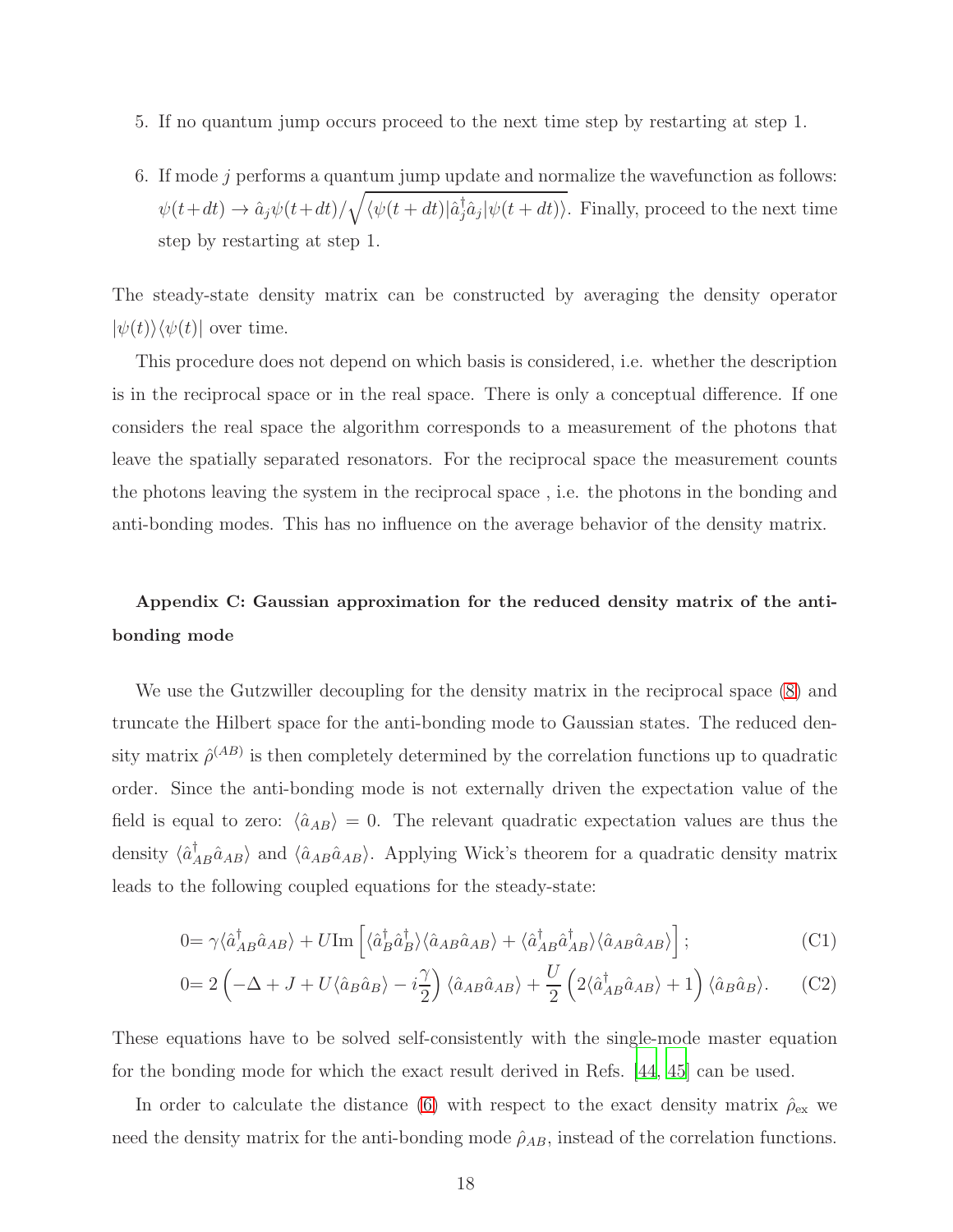5. If no quantum jump occurs proceed to the next time step by restarting at step 1.

6. If mode $j$ performs a quantum jump update and normalize the wavefunction as follows: $\psi(t+dt) \rightarrow \hat{a}_j \psi(t+dt)/\sqrt{\langle \psi(t+dt)|\hat{a}_j^\dagger \hat{a}_j|\psi(t+dt)\rangle}$. Finally, proceed to the next time step by restarting at step 1.

The steady-state density matrix can be constructed by averaging the density operator $|\psi(t)\rangle\langle\psi(t)|$ over time.

This procedure does not depend on which basis is considered, i.e. whether the description is in the reciprocal space or in the real space. There is only a conceptual difference. If one considers the real space the algorithm corresponds to a measurement of the photons that leave the spatially separated resonators. For the reciprocal space the measurement counts the photons leaving the system in the reciprocal space , i.e. the photons in the bonding and anti-bonding modes. This has no influence on the average behavior of the density matrix.

### Appendix C: Gaussian approximation for the reduced density matrix of the anti-bonding mode

We use the Gutzwiller decoupling for the density matrix in the reciprocal space (8) and truncate the Hilbert space for the anti-bonding mode to Gaussian states. The reduced density matrix $\hat{\rho}^{(AB)}$ is then completely determined by the correlation functions up to quadratic order. Since the anti-bonding mode is not externally driven the expectation value of the field is equal to zero: $\langle \hat{a}_{AB}\rangle = 0$. The relevant quadratic expectation values are thus the density $\langle \hat{a}_{AB}^\dagger \hat{a}_{AB}\rangle$ and $\langle \hat{a}_{AB}\hat{a}_{AB}\rangle$. Applying Wick's theorem for a quadratic density matrix leads to the following coupled equations for the steady-state:

$$0 = \gamma \langle \hat{a}_{AB}^\dagger \hat{a}_{AB}\rangle + U \mathrm{Im}\left[\langle \hat{a}_B^\dagger \hat{a}_B^\dagger\rangle\langle \hat{a}_{AB}\hat{a}_{AB}\rangle + \langle \hat{a}_{AB}^\dagger \hat{a}_{AB}^\dagger\rangle\langle \hat{a}_{AB}\hat{a}_{AB}\rangle\right]; \tag{C1}$$

$$0 = 2\left(-\Delta + J + U\langle \hat{a}_B \hat{a}_B\rangle - i\frac{\gamma}{2}\right)\langle \hat{a}_{AB}\hat{a}_{AB}\rangle + \frac{U}{2}\left(2\langle \hat{a}_{AB}^\dagger \hat{a}_{AB}\rangle + 1\right)\langle \hat{a}_B \hat{a}_B\rangle. \tag{C2}$$

These equations have to be solved self-consistently with the single-mode master equation for the bonding mode for which the exact result derived in Refs. [44, 45] can be used.

In order to calculate the distance (6) with respect to the exact density matrix $\hat{\rho}_{\mathrm{ex}}$ we need the density matrix for the anti-bonding mode $\hat{\rho}_{AB}$, instead of the correlation functions.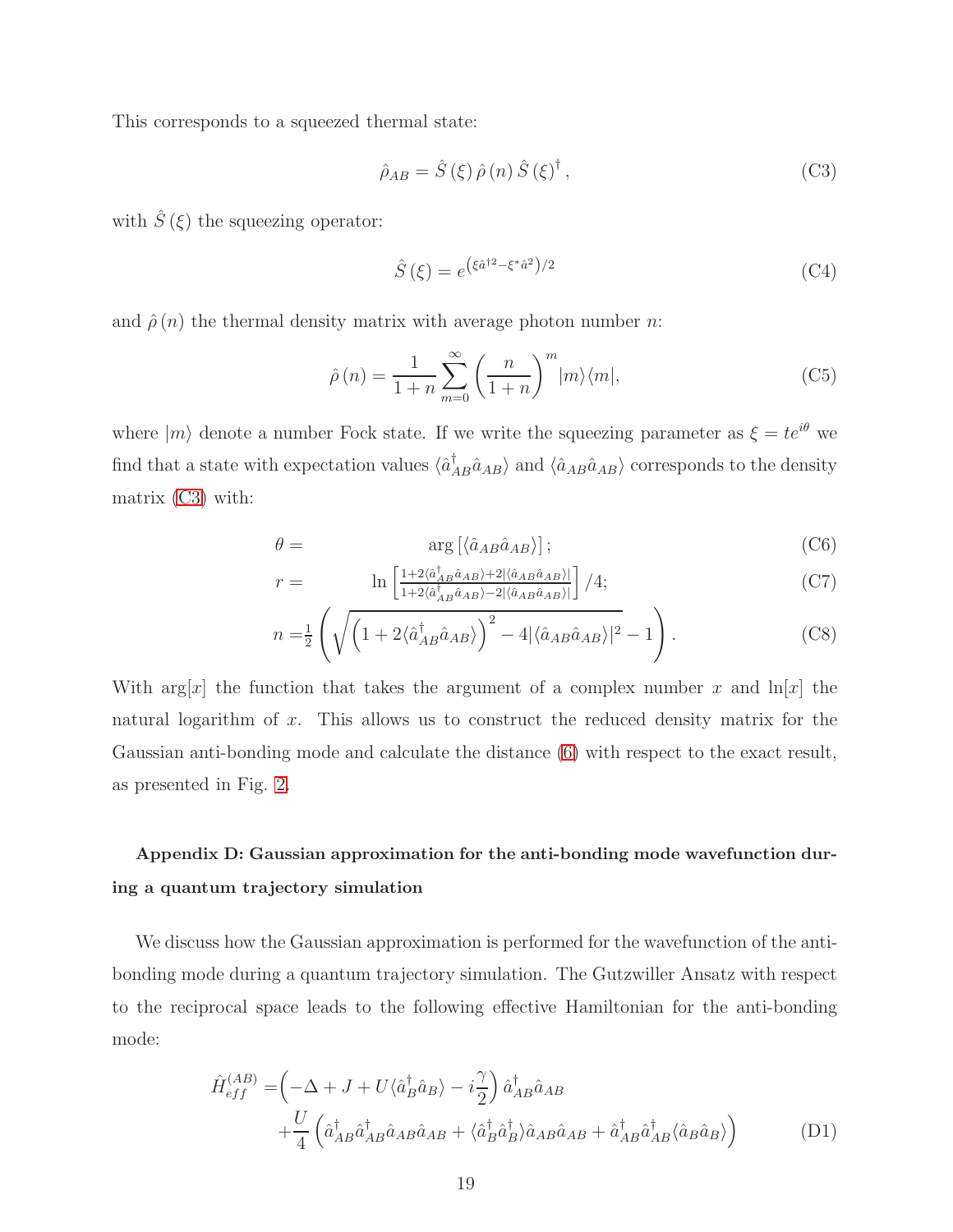This corresponds to a squeezed thermal state:

$$\hat{\rho}_{AB} = \hat{S}(\xi)\,\hat{\rho}(n)\,\hat{S}(\xi)^{\dagger}, \tag{C3}$$

with $\hat{S}(\xi)$ the squeezing operator:

$$\hat{S}(\xi) = e^{\left(\xi \hat{a}^{\dagger 2} - \xi^{*}\hat{a}^{2}\right)/2} \tag{C4}$$

and $\hat{\rho}(n)$ the thermal density matrix with average photon number $n$:

$$\hat{\rho}(n) = \frac{1}{1+n}\sum_{m=0}^{\infty}\left(\frac{n}{1+n}\right)^{m}|m\rangle\langle m|, \tag{C5}$$

where $|m\rangle$ denote a number Fock state. If we write the squeezing parameter as $\xi = te^{i\theta}$ we find that a state with expectation values $\langle \hat{a}^{\dagger}_{AB}\hat{a}_{AB}\rangle$ and $\langle \hat{a}_{AB}\hat{a}_{AB}\rangle$ corresponds to the density matrix (C3) with:

$$\theta = \arg\left[\langle \hat{a}_{AB}\hat{a}_{AB}\rangle\right]; \tag{C6}$$

$$r = \ln\left[\frac{1+2\langle \hat{a}^{\dagger}_{AB}\hat{a}_{AB}\rangle + 2|\langle \hat{a}_{AB}\hat{a}_{AB}\rangle|}{1+2\langle \hat{a}^{\dagger}_{AB}\hat{a}_{AB}\rangle - 2|\langle \hat{a}_{AB}\hat{a}_{AB}\rangle|}\right]/4; \tag{C7}$$

$$n = \frac{1}{2}\left(\sqrt{\left(1+2\langle \hat{a}^{\dagger}_{AB}\hat{a}_{AB}\rangle\right)^{2} - 4|\langle \hat{a}_{AB}\hat{a}_{AB}\rangle|^{2}} - 1\right). \tag{C8}$$

With $\arg[x]$ the function that takes the argument of a complex number $x$ and $\ln[x]$ the natural logarithm of $x$. This allows us to construct the reduced density matrix for the Gaussian anti-bonding mode and calculate the distance (6) with respect to the exact result, as presented in Fig. 2.

## Appendix D: Gaussian approximation for the anti-bonding mode wavefunction during a quantum trajectory simulation

We discuss how the Gaussian approximation is performed for the wavefunction of the anti-bonding mode during a quantum trajectory simulation. The Gutzwiller Ansatz with respect to the reciprocal space leads to the following effective Hamiltonian for the anti-bonding mode:

$$\begin{aligned}
\hat{H}^{(AB)}_{eff} =& \left(-\Delta + J + U\langle \hat{a}^{\dagger}_{B}\hat{a}_{B}\rangle - i\frac{\gamma}{2}\right)\hat{a}^{\dagger}_{AB}\hat{a}_{AB} \\
&+ \frac{U}{4}\left(\hat{a}^{\dagger}_{AB}\hat{a}^{\dagger}_{AB}\hat{a}_{AB}\hat{a}_{AB} + \langle \hat{a}^{\dagger}_{B}\hat{a}^{\dagger}_{B}\rangle \hat{a}_{AB}\hat{a}_{AB} + \hat{a}^{\dagger}_{AB}\hat{a}^{\dagger}_{AB}\langle \hat{a}_{B}\hat{a}_{B}\rangle\right)
\end{aligned} \tag{D1}$$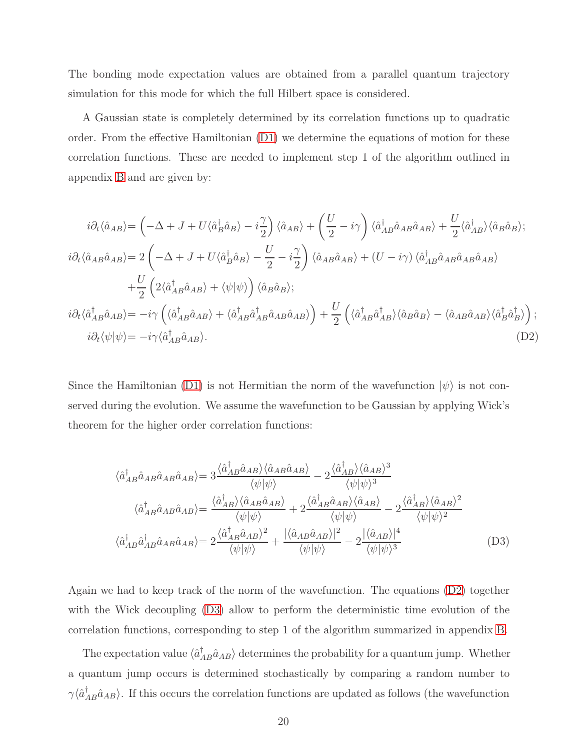The bonding mode expectation values are obtained from a parallel quantum trajectory simulation for this mode for which the full Hilbert space is considered.

A Gaussian state is completely determined by its correlation functions up to quadratic order. From the effective Hamiltonian (D1) we determine the equations of motion for these correlation functions. These are needed to implement step 1 of the algorithm outlined in appendix B and are given by:

$$
\begin{aligned}
i\partial_t\langle \hat{a}_{AB}\rangle =& \left(-\Delta + J + U\langle \hat{a}_B^\dagger \hat{a}_B\rangle - i\frac{\gamma}{2}\right)\langle \hat{a}_{AB}\rangle + \left(\frac{U}{2} - i\gamma\right)\langle \hat{a}_{AB}^\dagger \hat{a}_{AB}\hat{a}_{AB}\rangle + \frac{U}{2}\langle \hat{a}_{AB}^\dagger\rangle\langle \hat{a}_B\hat{a}_B\rangle;\\
i\partial_t\langle \hat{a}_{AB}\hat{a}_{AB}\rangle =& \, 2\left(-\Delta + J + U\langle \hat{a}_B^\dagger \hat{a}_B\rangle - \frac{U}{2} - i\frac{\gamma}{2}\right)\langle \hat{a}_{AB}\hat{a}_{AB}\rangle + (U - i\gamma)\langle \hat{a}_{AB}^\dagger \hat{a}_{AB}\hat{a}_{AB}\hat{a}_{AB}\rangle\\
&+\frac{U}{2}\left(2\langle \hat{a}_{AB}^\dagger \hat{a}_{AB}\rangle + \langle\psi|\psi\rangle\right)\langle \hat{a}_B\hat{a}_B\rangle;\\
i\partial_t\langle \hat{a}_{AB}^\dagger \hat{a}_{AB}\rangle =& -i\gamma\left(\langle \hat{a}_{AB}^\dagger \hat{a}_{AB}\rangle + \langle \hat{a}_{AB}^\dagger \hat{a}_{AB}^\dagger \hat{a}_{AB}\hat{a}_{AB}\rangle\right) + \frac{U}{2}\left(\langle \hat{a}_{AB}^\dagger \hat{a}_{AB}^\dagger\rangle\langle \hat{a}_B\hat{a}_B\rangle - \langle \hat{a}_{AB}\hat{a}_{AB}\rangle\langle \hat{a}_B^\dagger \hat{a}_B^\dagger\rangle\right);\\
i\partial_t\langle\psi|\psi\rangle =& -i\gamma\langle \hat{a}_{AB}^\dagger \hat{a}_{AB}\rangle.
\end{aligned}
\tag{D2}
$$

Since the Hamiltonian (D1) is not Hermitian the norm of the wavefunction $|\psi\rangle$ is not conserved during the evolution. We assume the wavefunction to be Gaussian by applying Wick's theorem for the higher order correlation functions:

$$
\begin{aligned}
\langle \hat{a}_{AB}^\dagger \hat{a}_{AB}\hat{a}_{AB}\hat{a}_{AB}\rangle =& \, 3\frac{\langle \hat{a}_{AB}^\dagger \hat{a}_{AB}\rangle\langle \hat{a}_{AB}\hat{a}_{AB}\rangle}{\langle\psi|\psi\rangle} - 2\frac{\langle \hat{a}_{AB}^\dagger\rangle\langle \hat{a}_{AB}\rangle^3}{\langle\psi|\psi\rangle^3}\\
\langle \hat{a}_{AB}^\dagger \hat{a}_{AB}\hat{a}_{AB}\rangle =& \, \frac{\langle \hat{a}_{AB}^\dagger\rangle\langle \hat{a}_{AB}\hat{a}_{AB}\rangle}{\langle\psi|\psi\rangle} + 2\frac{\langle \hat{a}_{AB}^\dagger \hat{a}_{AB}\rangle\langle \hat{a}_{AB}\rangle}{\langle\psi|\psi\rangle} - 2\frac{\langle \hat{a}_{AB}^\dagger\rangle\langle \hat{a}_{AB}\rangle^2}{\langle\psi|\psi\rangle^2}\\
\langle \hat{a}_{AB}^\dagger \hat{a}_{AB}^\dagger \hat{a}_{AB}\hat{a}_{AB}\rangle =& \, 2\frac{\langle \hat{a}_{AB}^\dagger \hat{a}_{AB}\rangle^2}{\langle\psi|\psi\rangle} + \frac{|\langle \hat{a}_{AB}\hat{a}_{AB}\rangle|^2}{\langle\psi|\psi\rangle} - 2\frac{|\langle \hat{a}_{AB}\rangle|^4}{\langle\psi|\psi\rangle^3}
\end{aligned}
\tag{D3}
$$

Again we had to keep track of the norm of the wavefunction. The equations (D2) together with the Wick decoupling (D3) allow to perform the deterministic time evolution of the correlation functions, corresponding to step 1 of the algorithm summarized in appendix B.

The expectation value $\langle \hat{a}_{AB}^\dagger \hat{a}_{AB}\rangle$ determines the probability for a quantum jump. Whether a quantum jump occurs is determined stochastically by comparing a random number to $\gamma\langle \hat{a}_{AB}^\dagger \hat{a}_{AB}\rangle$. If this occurs the correlation functions are updated as follows (the wavefunction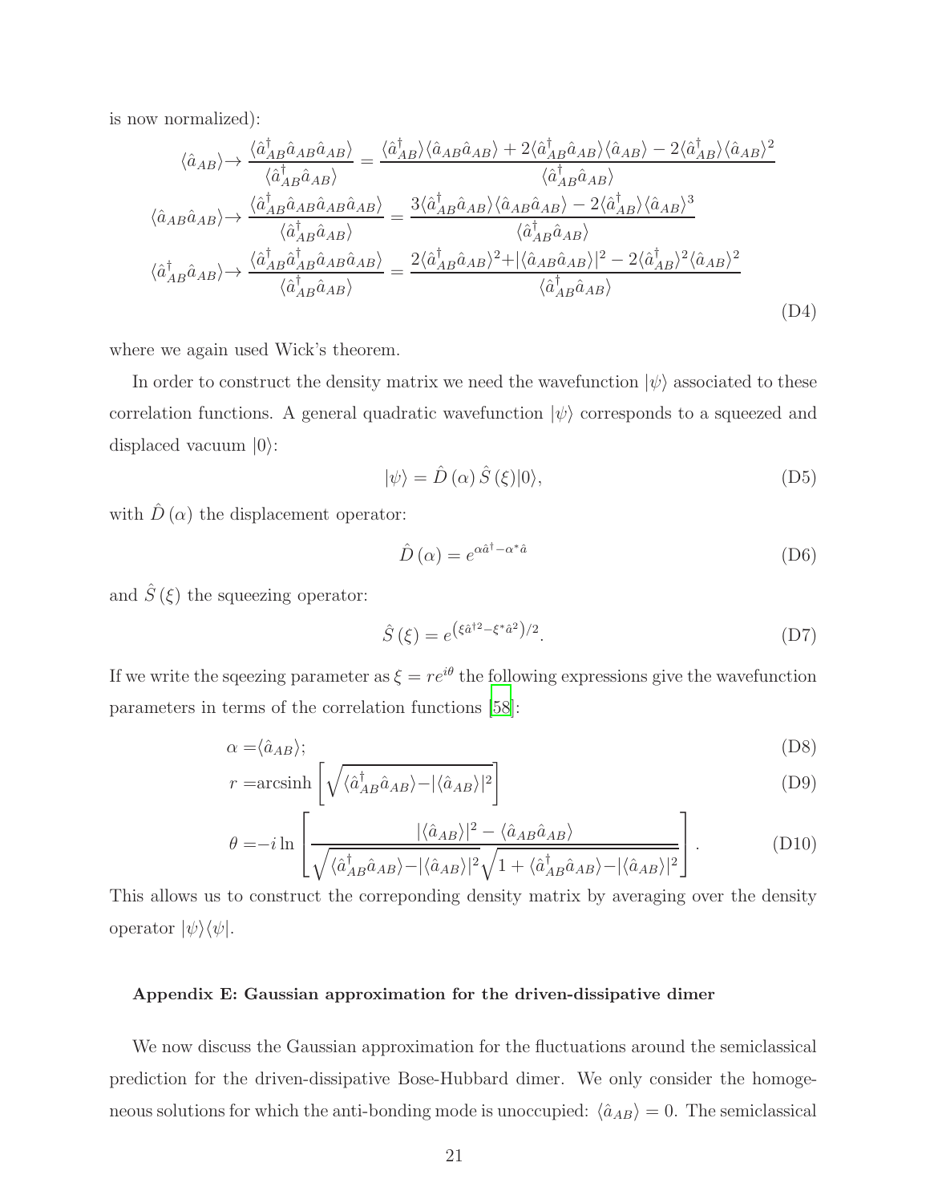is now normalized):

$$
\begin{aligned}
\langle \hat{a}_{AB} \rangle &\rightarrow \frac{\langle \hat{a}^\dagger_{AB} \hat{a}_{AB} \hat{a}_{AB} \rangle}{\langle \hat{a}^\dagger_{AB} \hat{a}_{AB} \rangle} = \frac{\langle \hat{a}^\dagger_{AB} \rangle \langle \hat{a}_{AB} \hat{a}_{AB} \rangle + 2\langle \hat{a}^\dagger_{AB} \hat{a}_{AB} \rangle \langle \hat{a}_{AB} \rangle - 2\langle \hat{a}^\dagger_{AB} \rangle \langle \hat{a}_{AB} \rangle^2}{\langle \hat{a}^\dagger_{AB} \hat{a}_{AB} \rangle} \\
\langle \hat{a}_{AB} \hat{a}_{AB} \rangle &\rightarrow \frac{\langle \hat{a}^\dagger_{AB} \hat{a}_{AB} \hat{a}_{AB} \hat{a}_{AB} \rangle}{\langle \hat{a}^\dagger_{AB} \hat{a}_{AB} \rangle} = \frac{3\langle \hat{a}^\dagger_{AB} \hat{a}_{AB} \rangle \langle \hat{a}_{AB} \hat{a}_{AB} \rangle - 2\langle \hat{a}^\dagger_{AB} \rangle \langle \hat{a}_{AB} \rangle^3}{\langle \hat{a}^\dagger_{AB} \hat{a}_{AB} \rangle} \\
\langle \hat{a}^\dagger_{AB} \hat{a}_{AB} \rangle &\rightarrow \frac{\langle \hat{a}^\dagger_{AB} \hat{a}^\dagger_{AB} \hat{a}_{AB} \hat{a}_{AB} \rangle}{\langle \hat{a}^\dagger_{AB} \hat{a}_{AB} \rangle} = \frac{2\langle \hat{a}^\dagger_{AB} \hat{a}_{AB} \rangle^2 + |\langle \hat{a}_{AB} \hat{a}_{AB} \rangle|^2 - 2\langle \hat{a}^\dagger_{AB} \rangle^2 \langle \hat{a}_{AB} \rangle^2}{\langle \hat{a}^\dagger_{AB} \hat{a}_{AB} \rangle}
\end{aligned} \tag{D4}
$$

where we again used Wick's theorem.

In order to construct the density matrix we need the wavefunction $|\psi\rangle$ associated to these correlation functions. A general quadratic wavefunction $|\psi\rangle$ corresponds to a squeezed and displaced vacuum $|0\rangle$:

$$
|\psi\rangle = \hat{D}(\alpha)\,\hat{S}(\xi)|0\rangle, \tag{D5}
$$

with $\hat{D}(\alpha)$ the displacement operator:

$$
\hat{D}(\alpha) = e^{\alpha \hat{a}^\dagger - \alpha^* \hat{a}} \tag{D6}
$$

and $\hat{S}(\xi)$ the squeezing operator:

$$
\hat{S}(\xi) = e^{\left(\xi \hat{a}^{\dagger 2} - \xi^* \hat{a}^2\right)/2}. \tag{D7}
$$

If we write the sqeezing parameter as $\xi = re^{i\theta}$ the following expressions give the wavefunction parameters in terms of the correlation functions [58]:

$$
\alpha = \langle \hat{a}_{AB} \rangle; \tag{D8}
$$

$$
r = \text{arcsinh}\left[\sqrt{\langle \hat{a}^\dagger_{AB} \hat{a}_{AB} \rangle - |\langle \hat{a}_{AB} \rangle|^2}\right] \tag{D9}
$$

$$
\theta = -i \ln\left[\frac{|\langle \hat{a}_{AB} \rangle|^2 - \langle \hat{a}_{AB} \hat{a}_{AB} \rangle}{\sqrt{\langle \hat{a}^\dagger_{AB} \hat{a}_{AB} \rangle - |\langle \hat{a}_{AB} \rangle|^2}\sqrt{1 + \langle \hat{a}^\dagger_{AB} \hat{a}_{AB} \rangle - |\langle \hat{a}_{AB} \rangle|^2}}\right]. \tag{D10}
$$

This allows us to construct the correponding density matrix by averaging over the density operator $|\psi\rangle\langle\psi|$.

#### Appendix E: Gaussian approximation for the driven-dissipative dimer

We now discuss the Gaussian approximation for the fluctuations around the semiclassical prediction for the driven-dissipative Bose-Hubbard dimer. We only consider the homogeneous solutions for which the anti-bonding mode is unoccupied: $\langle \hat{a}_{AB} \rangle = 0$. The semiclassical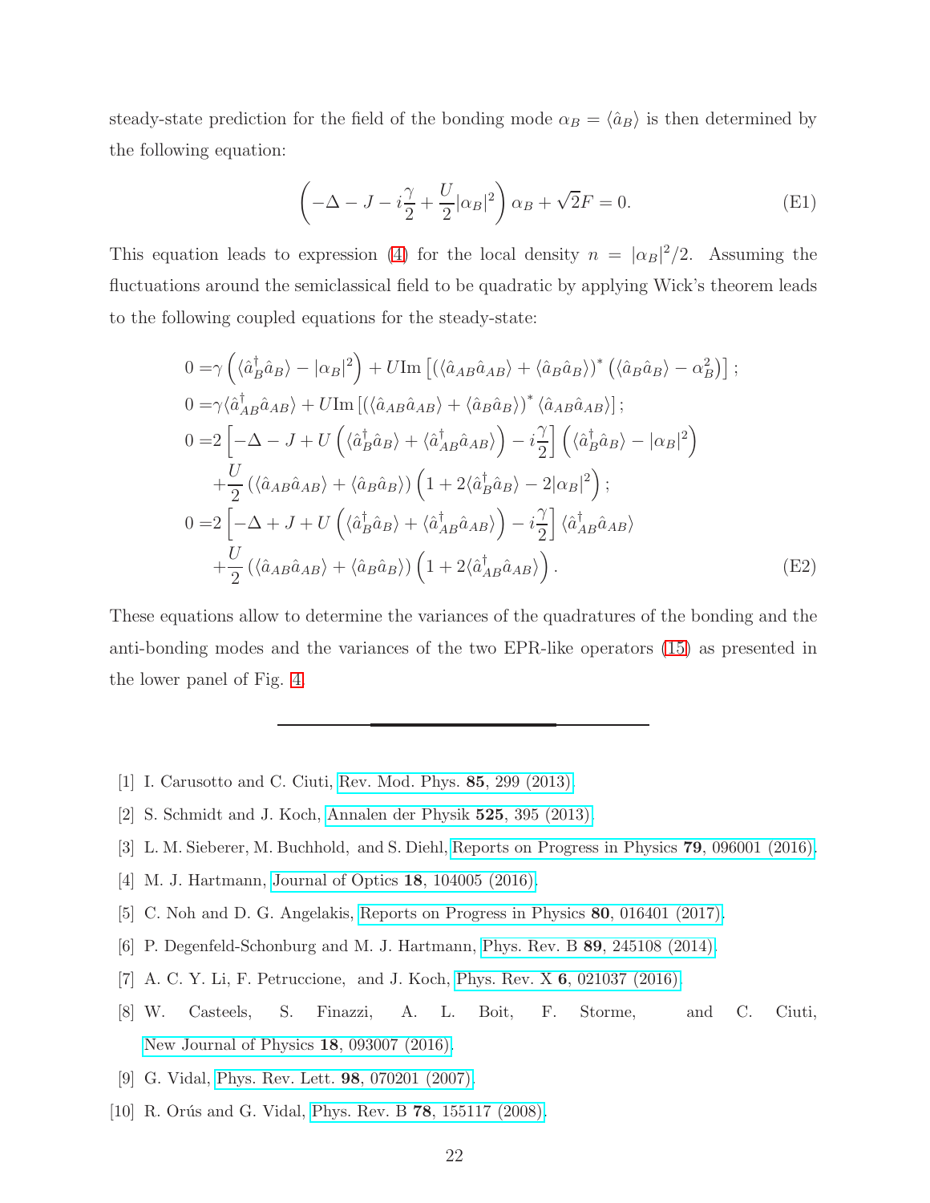steady-state prediction for the field of the bonding mode $\alpha_B = \langle \hat{a}_B \rangle$ is then determined by the following equation:

$$\left( -\Delta - J - i\frac{\gamma}{2} + \frac{U}{2}|\alpha_B|^2 \right) \alpha_B + \sqrt{2}F = 0. \tag{E1}$$

This equation leads to expression (4) for the local density $n = |\alpha_B|^2/2$. Assuming the fluctuations around the semiclassical field to be quadratic by applying Wick's theorem leads to the following coupled equations for the steady-state:

$$\begin{aligned}
0 =& \gamma \left( \langle \hat{a}_B^\dagger \hat{a}_B \rangle - |\alpha_B|^2 \right) + U \mathrm{Im} \left[ \left( \langle \hat{a}_{AB} \hat{a}_{AB} \rangle + \langle \hat{a}_B \hat{a}_B \rangle \right)^* \left( \langle \hat{a}_B \hat{a}_B \rangle - \alpha_B^2 \right) \right]; \\
0 =& \gamma \langle \hat{a}_{AB}^\dagger \hat{a}_{AB} \rangle + U \mathrm{Im} \left[ \left( \langle \hat{a}_{AB} \hat{a}_{AB} \rangle + \langle \hat{a}_B \hat{a}_B \rangle \right)^* \langle \hat{a}_{AB} \hat{a}_{AB} \rangle \right]; \\
0 =& 2 \left[ -\Delta - J + U \left( \langle \hat{a}_B^\dagger \hat{a}_B \rangle + \langle \hat{a}_{AB}^\dagger \hat{a}_{AB} \rangle \right) - i\frac{\gamma}{2} \right] \left( \langle \hat{a}_B^\dagger \hat{a}_B \rangle - |\alpha_B|^2 \right) \\
&+ \frac{U}{2} \left( \langle \hat{a}_{AB} \hat{a}_{AB} \rangle + \langle \hat{a}_B \hat{a}_B \rangle \right) \left( 1 + 2\langle \hat{a}_B^\dagger \hat{a}_B \rangle - 2|\alpha_B|^2 \right); \\
0 =& 2 \left[ -\Delta + J + U \left( \langle \hat{a}_B^\dagger \hat{a}_B \rangle + \langle \hat{a}_{AB}^\dagger \hat{a}_{AB} \rangle \right) - i\frac{\gamma}{2} \right] \langle \hat{a}_{AB}^\dagger \hat{a}_{AB} \rangle \\
&+ \frac{U}{2} \left( \langle \hat{a}_{AB} \hat{a}_{AB} \rangle + \langle \hat{a}_B \hat{a}_B \rangle \right) \left( 1 + 2\langle \hat{a}_{AB}^\dagger \hat{a}_{AB} \rangle \right).
\end{aligned} \tag{E2}$$

These equations allow to determine the variances of the quadratures of the bonding and the anti-bonding modes and the variances of the two EPR-like operators (15) as presented in the lower panel of Fig. 4.

---

[1] I. Carusotto and C. Ciuti, Rev. Mod. Phys. **85**, 299 (2013).

[2] S. Schmidt and J. Koch, Annalen der Physik **525**, 395 (2013).

[3] L. M. Sieberer, M. Buchhold, and S. Diehl, Reports on Progress in Physics **79**, 096001 (2016).

[4] M. J. Hartmann, Journal of Optics **18**, 104005 (2016).

[5] C. Noh and D. G. Angelakis, Reports on Progress in Physics **80**, 016401 (2017).

[6] P. Degenfeld-Schonburg and M. J. Hartmann, Phys. Rev. B **89**, 245108 (2014).

[7] A. C. Y. Li, F. Petruccione, and J. Koch, Phys. Rev. X **6**, 021037 (2016).

[8] W. Casteels, S. Finazzi, A. L. Boit, F. Storme, and C. Ciuti, New Journal of Physics **18**, 093007 (2016).

[9] G. Vidal, Phys. Rev. Lett. **98**, 070201 (2007).

[10] R. Orús and G. Vidal, Phys. Rev. B **78**, 155117 (2008).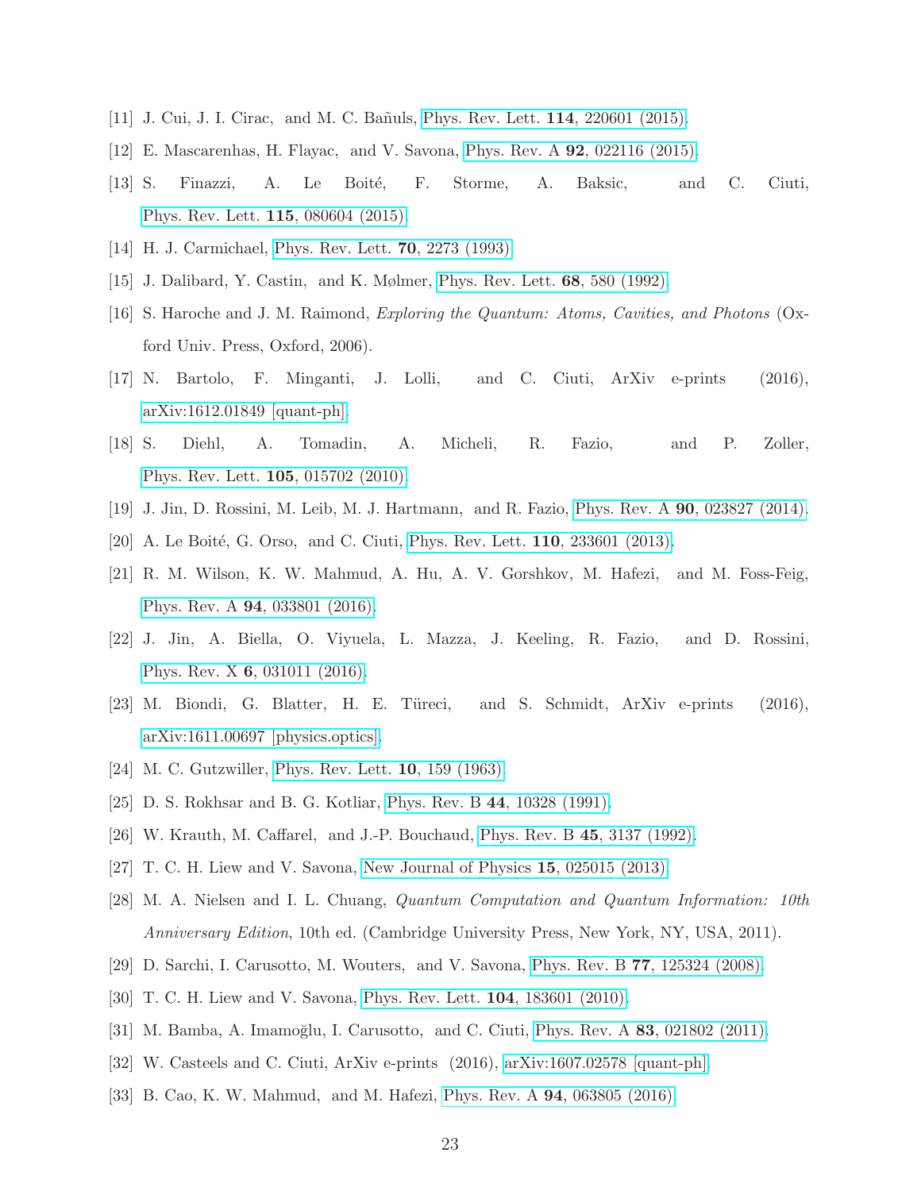[11] J. Cui, J. I. Cirac, and M. C. Bañuls, Phys. Rev. Lett. **114**, 220601 (2015).

[12] E. Mascarenhas, H. Flayac, and V. Savona, Phys. Rev. A **92**, 022116 (2015).

[13] S. Finazzi, A. Le Boité, F. Storme, A. Baksic, and C. Ciuti, Phys. Rev. Lett. **115**, 080604 (2015).

[14] H. J. Carmichael, Phys. Rev. Lett. **70**, 2273 (1993).

[15] J. Dalibard, Y. Castin, and K. Mølmer, Phys. Rev. Lett. **68**, 580 (1992).

[16] S. Haroche and J. M. Raimond, *Exploring the Quantum: Atoms, Cavities, and Photons* (Oxford Univ. Press, Oxford, 2006).

[17] N. Bartolo, F. Minganti, J. Lolli, and C. Ciuti, ArXiv e-prints (2016), arXiv:1612.01849 [quant-ph].

[18] S. Diehl, A. Tomadin, A. Micheli, R. Fazio, and P. Zoller, Phys. Rev. Lett. **105**, 015702 (2010).

[19] J. Jin, D. Rossini, M. Leib, M. J. Hartmann, and R. Fazio, Phys. Rev. A **90**, 023827 (2014).

[20] A. Le Boité, G. Orso, and C. Ciuti, Phys. Rev. Lett. **110**, 233601 (2013).

[21] R. M. Wilson, K. W. Mahmud, A. Hu, A. V. Gorshkov, M. Hafezi, and M. Foss-Feig, Phys. Rev. A **94**, 033801 (2016).

[22] J. Jin, A. Biella, O. Viyuela, L. Mazza, J. Keeling, R. Fazio, and D. Rossini, Phys. Rev. X **6**, 031011 (2016).

[23] M. Biondi, G. Blatter, H. E. Türeci, and S. Schmidt, ArXiv e-prints (2016), arXiv:1611.00697 [physics.optics].

[24] M. C. Gutzwiller, Phys. Rev. Lett. **10**, 159 (1963).

[25] D. S. Rokhsar and B. G. Kotliar, Phys. Rev. B **44**, 10328 (1991).

[26] W. Krauth, M. Caffarel, and J.-P. Bouchaud, Phys. Rev. B **45**, 3137 (1992).

[27] T. C. H. Liew and V. Savona, New Journal of Physics **15**, 025015 (2013).

[28] M. A. Nielsen and I. L. Chuang, *Quantum Computation and Quantum Information: 10th Anniversary Edition*, 10th ed. (Cambridge University Press, New York, NY, USA, 2011).

[29] D. Sarchi, I. Carusotto, M. Wouters, and V. Savona, Phys. Rev. B **77**, 125324 (2008).

[30] T. C. H. Liew and V. Savona, Phys. Rev. Lett. **104**, 183601 (2010).

[31] M. Bamba, A. Imamoğlu, I. Carusotto, and C. Ciuti, Phys. Rev. A **83**, 021802 (2011).

[32] W. Casteels and C. Ciuti, ArXiv e-prints (2016), arXiv:1607.02578 [quant-ph].

[33] B. Cao, K. W. Mahmud, and M. Hafezi, Phys. Rev. A **94**, 063805 (2016).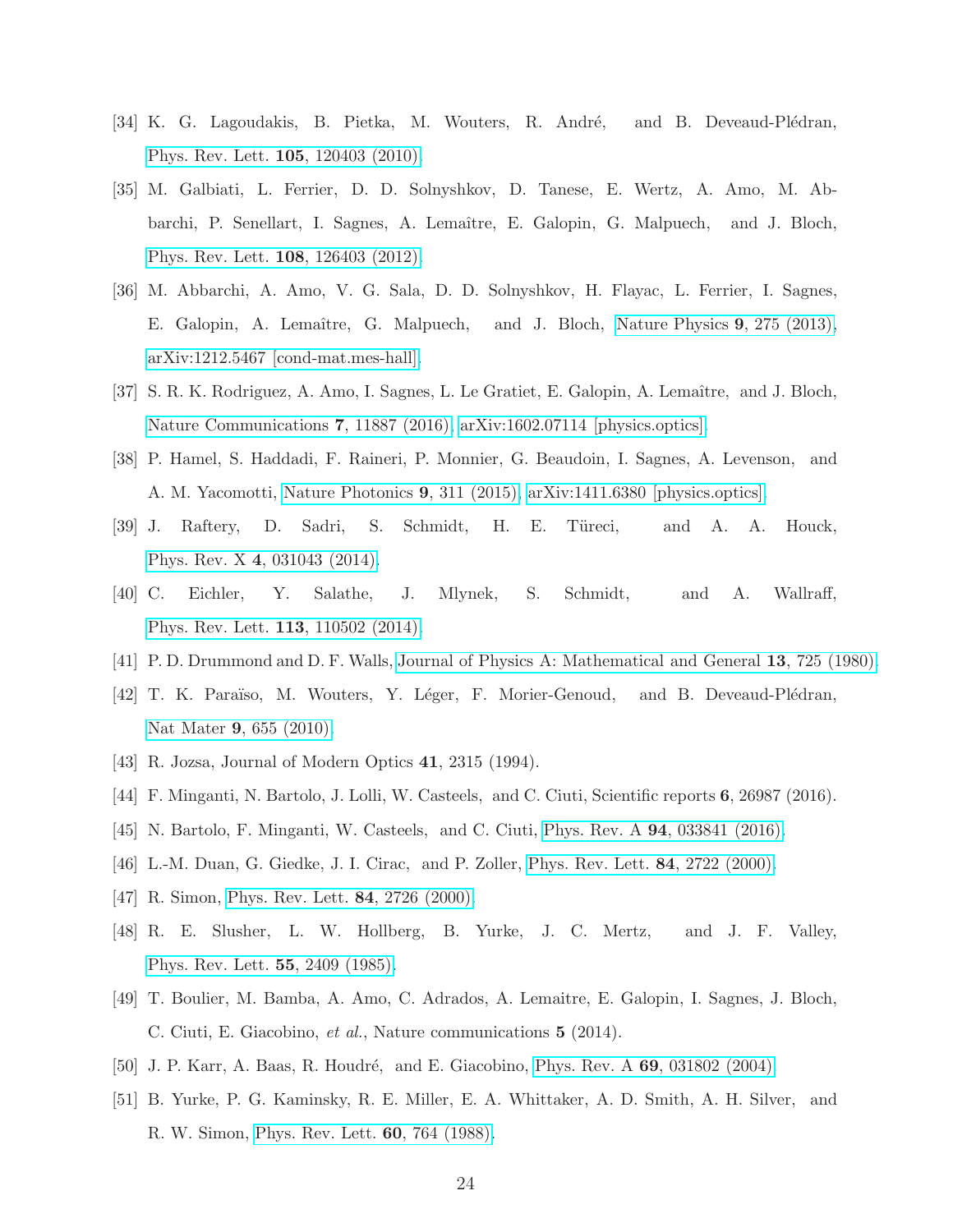[34] K. G. Lagoudakis, B. Pietka, M. Wouters, R. André, and B. Deveaud-Plédran, Phys. Rev. Lett. **105**, 120403 (2010).

[35] M. Galbiati, L. Ferrier, D. D. Solnyshkov, D. Tanese, E. Wertz, A. Amo, M. Abbarchi, P. Senellart, I. Sagnes, A. Lemaître, E. Galopin, G. Malpuech, and J. Bloch, Phys. Rev. Lett. **108**, 126403 (2012).

[36] M. Abbarchi, A. Amo, V. G. Sala, D. D. Solnyshkov, H. Flayac, L. Ferrier, I. Sagnes, E. Galopin, A. Lemaître, G. Malpuech, and J. Bloch, Nature Physics **9**, 275 (2013), arXiv:1212.5467 [cond-mat.mes-hall].

[37] S. R. K. Rodriguez, A. Amo, I. Sagnes, L. Le Gratiet, E. Galopin, A. Lemaître, and J. Bloch, Nature Communications **7**, 11887 (2016), arXiv:1602.07114 [physics.optics].

[38] P. Hamel, S. Haddadi, F. Raineri, P. Monnier, G. Beaudoin, I. Sagnes, A. Levenson, and A. M. Yacomotti, Nature Photonics **9**, 311 (2015), arXiv:1411.6380 [physics.optics].

[39] J. Raftery, D. Sadri, S. Schmidt, H. E. Türeci, and A. A. Houck, Phys. Rev. X **4**, 031043 (2014).

[40] C. Eichler, Y. Salathe, J. Mlynek, S. Schmidt, and A. Wallraff, Phys. Rev. Lett. **113**, 110502 (2014).

[41] P. D. Drummond and D. F. Walls, Journal of Physics A: Mathematical and General **13**, 725 (1980).

[42] T. K. Paraïso, M. Wouters, Y. Léger, F. Morier-Genoud, and B. Deveaud-Plédran, Nat Mater **9**, 655 (2010).

[43] R. Jozsa, Journal of Modern Optics **41**, 2315 (1994).

[44] F. Minganti, N. Bartolo, J. Lolli, W. Casteels, and C. Ciuti, Scientific reports **6**, 26987 (2016).

[45] N. Bartolo, F. Minganti, W. Casteels, and C. Ciuti, Phys. Rev. A **94**, 033841 (2016).

[46] L.-M. Duan, G. Giedke, J. I. Cirac, and P. Zoller, Phys. Rev. Lett. **84**, 2722 (2000).

[47] R. Simon, Phys. Rev. Lett. **84**, 2726 (2000).

[48] R. E. Slusher, L. W. Hollberg, B. Yurke, J. C. Mertz, and J. F. Valley, Phys. Rev. Lett. **55**, 2409 (1985).

[49] T. Boulier, M. Bamba, A. Amo, C. Adrados, A. Lemaitre, E. Galopin, I. Sagnes, J. Bloch, C. Ciuti, E. Giacobino, *et al.*, Nature communications **5** (2014).

[50] J. P. Karr, A. Baas, R. Houdré, and E. Giacobino, Phys. Rev. A **69**, 031802 (2004).

[51] B. Yurke, P. G. Kaminsky, R. E. Miller, E. A. Whittaker, A. D. Smith, A. H. Silver, and R. W. Simon, Phys. Rev. Lett. **60**, 764 (1988).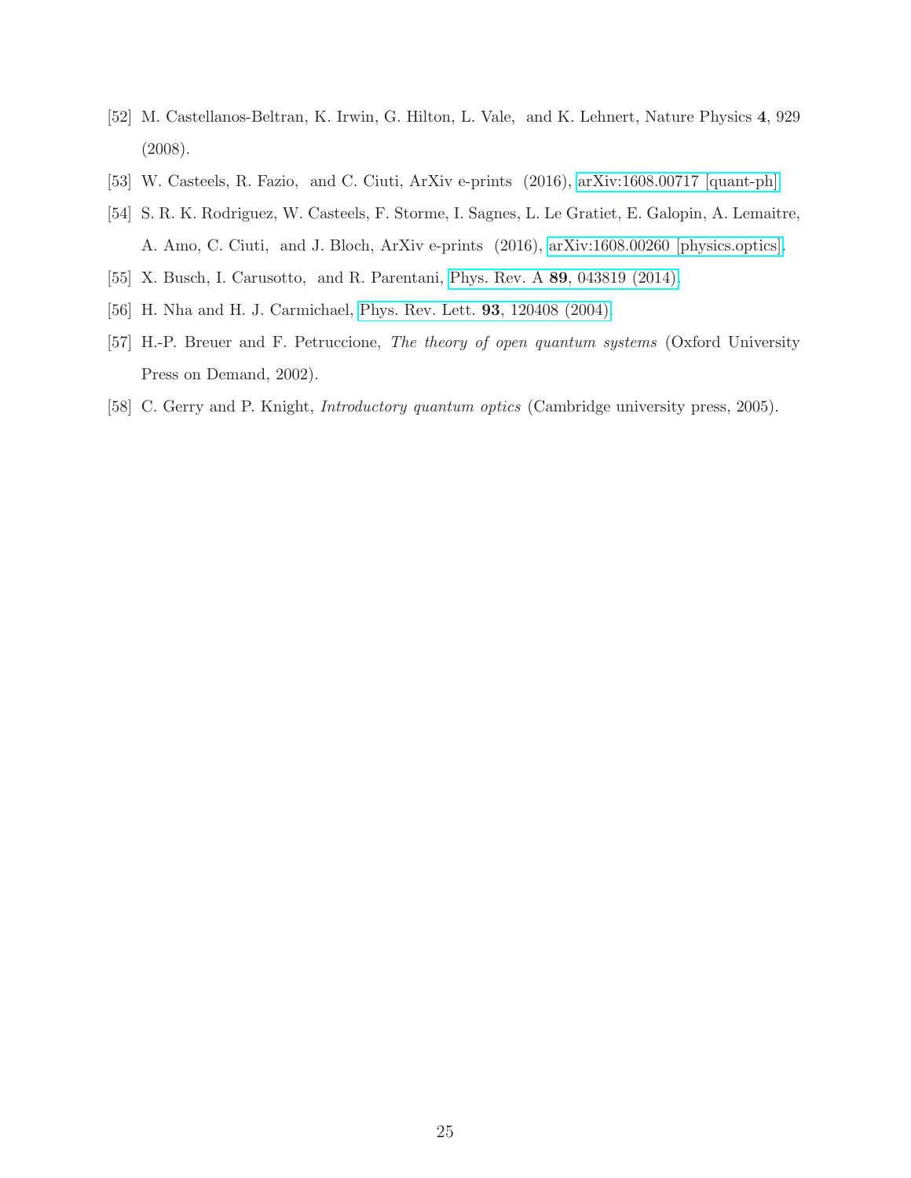[52] M. Castellanos-Beltran, K. Irwin, G. Hilton, L. Vale, and K. Lehnert, Nature Physics **4**, 929 (2008).

[53] W. Casteels, R. Fazio, and C. Ciuti, ArXiv e-prints (2016), arXiv:1608.00717 [quant-ph].

[54] S. R. K. Rodriguez, W. Casteels, F. Storme, I. Sagnes, L. Le Gratiet, E. Galopin, A. Lemaitre, A. Amo, C. Ciuti, and J. Bloch, ArXiv e-prints (2016), arXiv:1608.00260 [physics.optics].

[55] X. Busch, I. Carusotto, and R. Parentani, Phys. Rev. A **89**, 043819 (2014).

[56] H. Nha and H. J. Carmichael, Phys. Rev. Lett. **93**, 120408 (2004).

[57] H.-P. Breuer and F. Petruccione, *The theory of open quantum systems* (Oxford University Press on Demand, 2002).

[58] C. Gerry and P. Knight, *Introductory quantum optics* (Cambridge university press, 2005).